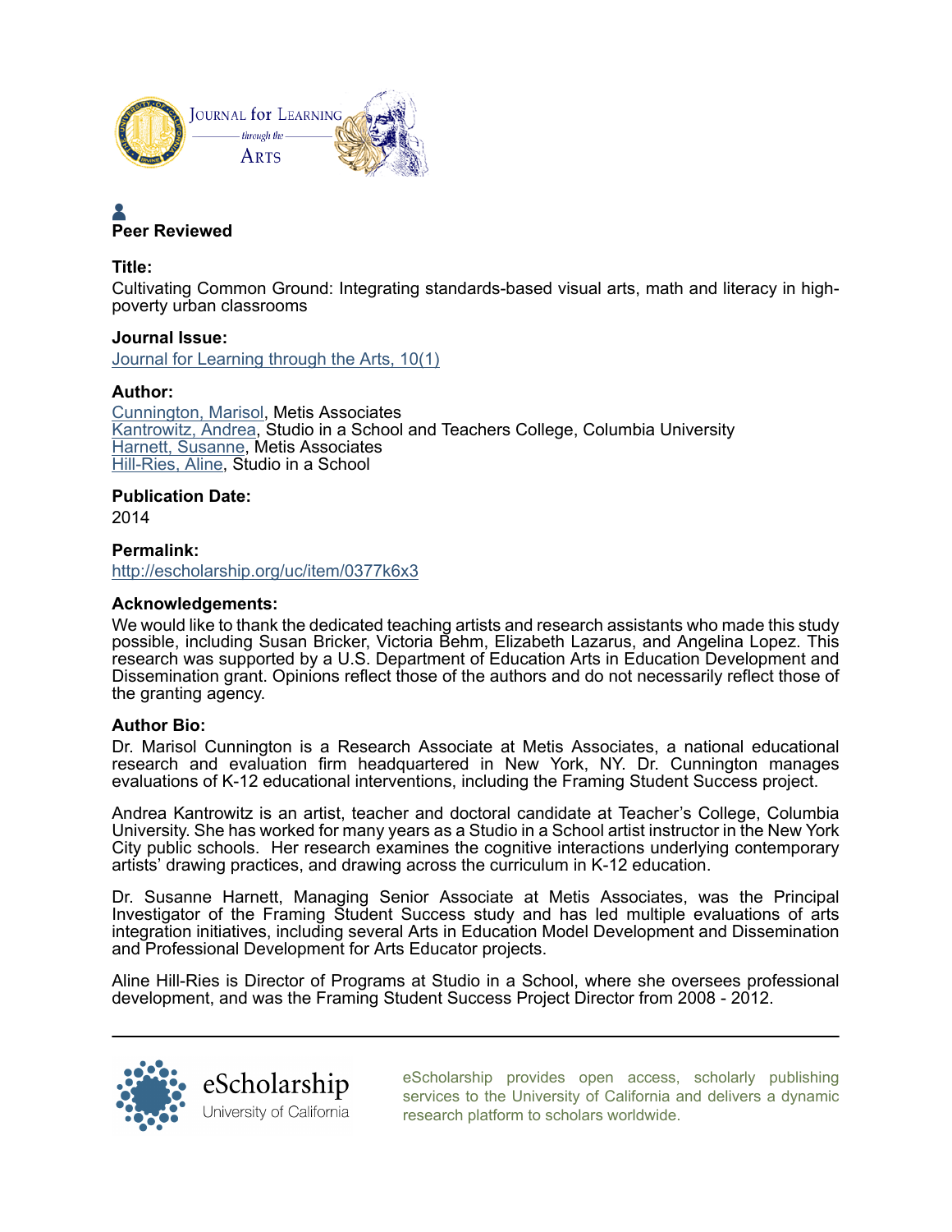**Peer Reviewed**

**Title:**

Cultivating Common Ground: Integrating standards-based visual arts, math and literacy in high-poverty urban classrooms

**Journal Issue:**

Journal for Learning through the Arts, 10(1)

**Author:**

Cunnington, Marisol, Metis Associates
Kantrowitz, Andrea, Studio in a School and Teachers College, Columbia University
Harnett, Susanne, Metis Associates
Hill-Ries, Aline, Studio in a School

**Publication Date:**

2014

**Permalink:**

http://escholarship.org/uc/item/0377k6x3

**Acknowledgements:**

We would like to thank the dedicated teaching artists and research assistants who made this study possible, including Susan Bricker, Victoria Behm, Elizabeth Lazarus, and Angelina Lopez. This research was supported by a U.S. Department of Education Arts in Education Development and Dissemination grant. Opinions reflect those of the authors and do not necessarily reflect those of the granting agency.

**Author Bio:**

Dr. Marisol Cunnington is a Research Associate at Metis Associates, a national educational research and evaluation firm headquartered in New York, NY. Dr. Cunnington manages evaluations of K-12 educational interventions, including the Framing Student Success project.

Andrea Kantrowitz is an artist, teacher and doctoral candidate at Teacher's College, Columbia University. She has worked for many years as a Studio in a School artist instructor in the New York City public schools. Her research examines the cognitive interactions underlying contemporary artists' drawing practices, and drawing across the curriculum in K-12 education.

Dr. Susanne Harnett, Managing Senior Associate at Metis Associates, was the Principal Investigator of the Framing Student Success study and has led multiple evaluations of arts integration initiatives, including several Arts in Education Model Development and Dissemination and Professional Development for Arts Educator projects.

Aline Hill-Ries is Director of Programs at Studio in a School, where she oversees professional development, and was the Framing Student Success Project Director from 2008 - 2012.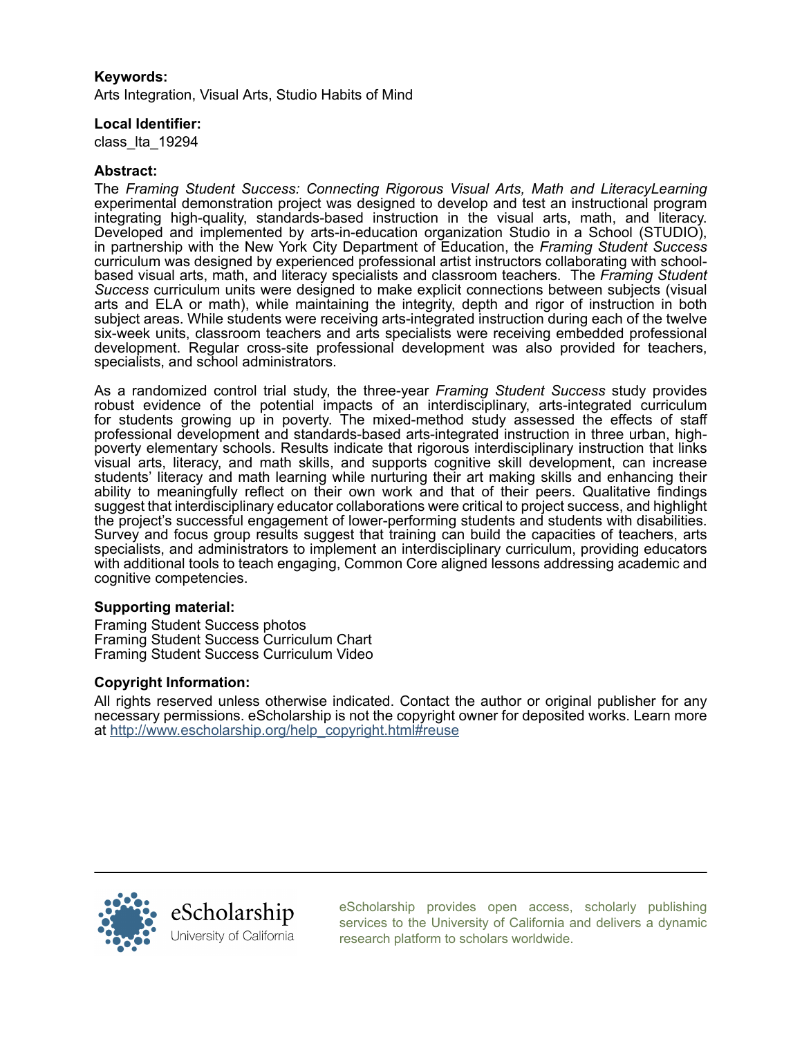**Keywords:**
Arts Integration, Visual Arts, Studio Habits of Mind

**Local Identifier:**
class_lta_19294

**Abstract:**
The *Framing Student Success: Connecting Rigorous Visual Arts, Math and LiteracyLearning* experimental demonstration project was designed to develop and test an instructional program integrating high-quality, standards-based instruction in the visual arts, math, and literacy. Developed and implemented by arts-in-education organization Studio in a School (STUDIO), in partnership with the New York City Department of Education, the *Framing Student Success* curriculum was designed by experienced professional artist instructors collaborating with school-based visual arts, math, and literacy specialists and classroom teachers. The *Framing Student Success* curriculum units were designed to make explicit connections between subjects (visual arts and ELA or math), while maintaining the integrity, depth and rigor of instruction in both subject areas. While students were receiving arts-integrated instruction during each of the twelve six-week units, classroom teachers and arts specialists were receiving embedded professional development. Regular cross-site professional development was also provided for teachers, specialists, and school administrators.

As a randomized control trial study, the three-year *Framing Student Success* study provides robust evidence of the potential impacts of an interdisciplinary, arts-integrated curriculum for students growing up in poverty. The mixed-method study assessed the effects of staff professional development and standards-based arts-integrated instruction in three urban, high-poverty elementary schools. Results indicate that rigorous interdisciplinary instruction that links visual arts, literacy, and math skills, and supports cognitive skill development, can increase students' literacy and math learning while nurturing their art making skills and enhancing their ability to meaningfully reflect on their own work and that of their peers. Qualitative findings suggest that interdisciplinary educator collaborations were critical to project success, and highlight the project's successful engagement of lower-performing students and students with disabilities. Survey and focus group results suggest that training can build the capacities of teachers, arts specialists, and administrators to implement an interdisciplinary curriculum, providing educators with additional tools to teach engaging, Common Core aligned lessons addressing academic and cognitive competencies.

**Supporting material:**
Framing Student Success photos
Framing Student Success Curriculum Chart
Framing Student Success Curriculum Video

**Copyright Information:**
All rights reserved unless otherwise indicated. Contact the author or original publisher for any necessary permissions. eScholarship is not the copyright owner for deposited works. Learn more at [http://www.escholarship.org/help_copyright.html#reuse](http://www.escholarship.org/help_copyright.html#reuse)

eScholarship
University of California

eScholarship provides open access, scholarly publishing services to the University of California and delivers a dynamic research platform to scholars worldwide.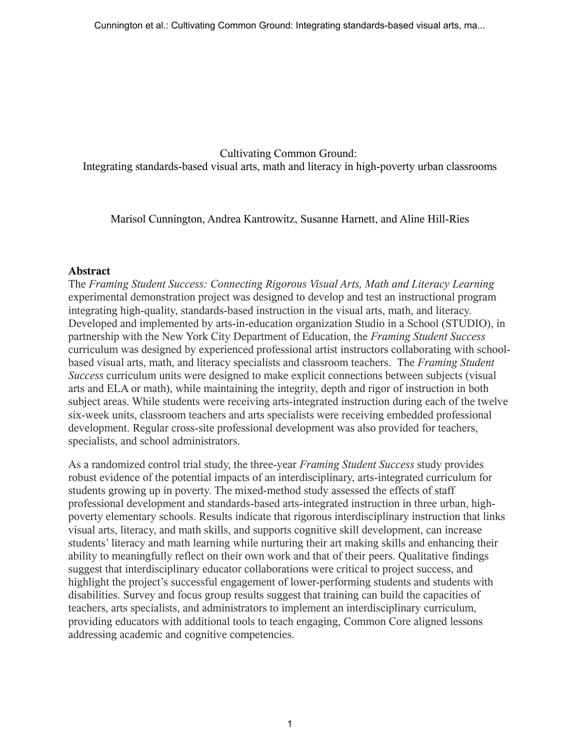Cultivating Common Ground:
Integrating standards-based visual arts, math and literacy in high-poverty urban classrooms

Marisol Cunnington, Andrea Kantrowitz, Susanne Harnett, and Aline Hill-Ries

**Abstract**

The *Framing Student Success: Connecting Rigorous Visual Arts, Math and Literacy Learning* experimental demonstration project was designed to develop and test an instructional program integrating high-quality, standards-based instruction in the visual arts, math, and literacy. Developed and implemented by arts-in-education organization Studio in a School (STUDIO), in partnership with the New York City Department of Education, the *Framing Student Success* curriculum was designed by experienced professional artist instructors collaborating with school-based visual arts, math, and literacy specialists and classroom teachers. The *Framing Student Success* curriculum units were designed to make explicit connections between subjects (visual arts and ELA or math), while maintaining the integrity, depth and rigor of instruction in both subject areas. While students were receiving arts-integrated instruction during each of the twelve six-week units, classroom teachers and arts specialists were receiving embedded professional development. Regular cross-site professional development was also provided for teachers, specialists, and school administrators.

As a randomized control trial study, the three-year *Framing Student Success* study provides robust evidence of the potential impacts of an interdisciplinary, arts-integrated curriculum for students growing up in poverty. The mixed-method study assessed the effects of staff professional development and standards-based arts-integrated instruction in three urban, high-poverty elementary schools. Results indicate that rigorous interdisciplinary instruction that links visual arts, literacy, and math skills, and supports cognitive skill development, can increase students' literacy and math learning while nurturing their art making skills and enhancing their ability to meaningfully reflect on their own work and that of their peers. Qualitative findings suggest that interdisciplinary educator collaborations were critical to project success, and highlight the project's successful engagement of lower-performing students and students with disabilities. Survey and focus group results suggest that training can build the capacities of teachers, arts specialists, and administrators to implement an interdisciplinary curriculum, providing educators with additional tools to teach engaging, Common Core aligned lessons addressing academic and cognitive competencies.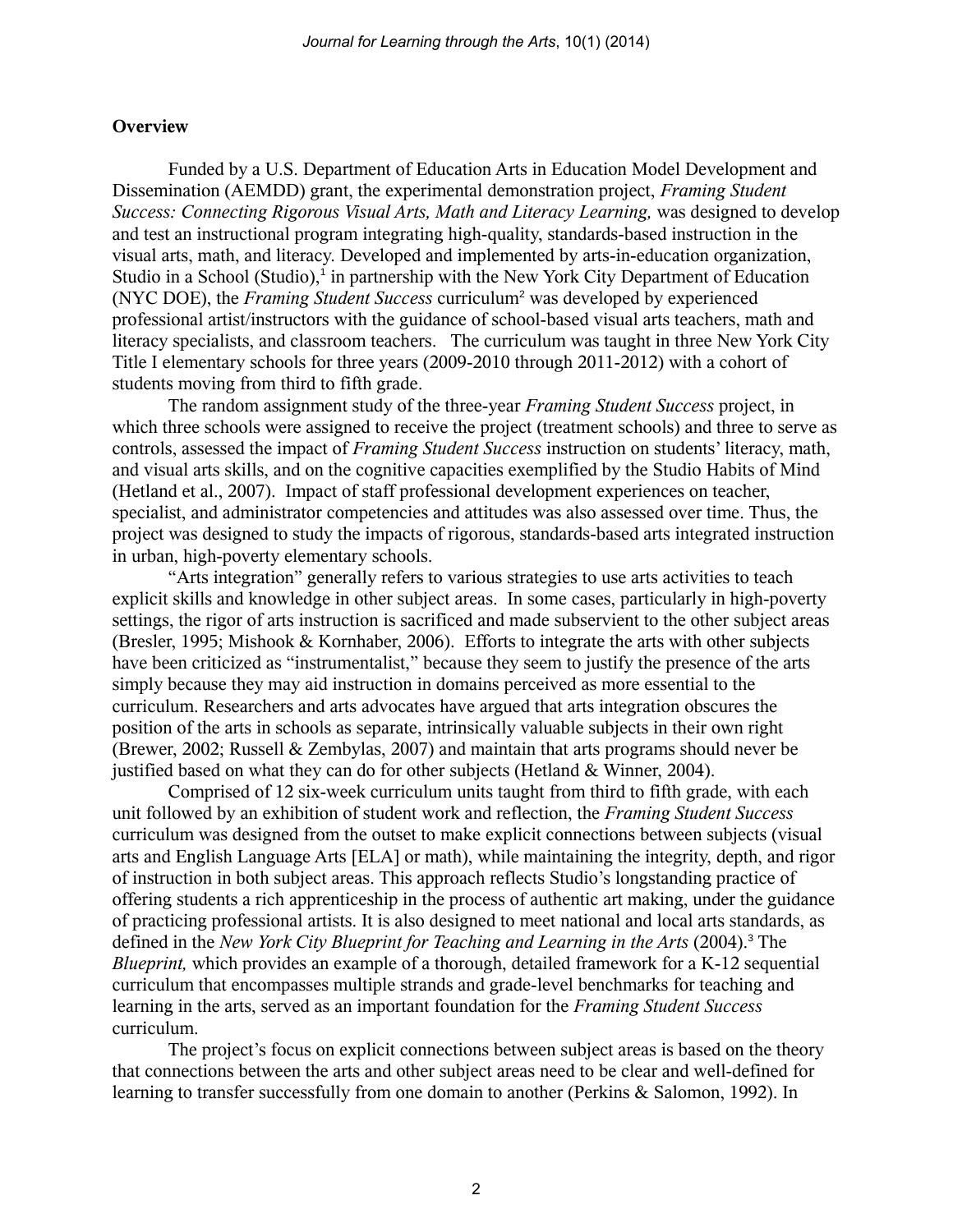## Overview

Funded by a U.S. Department of Education Arts in Education Model Development and Dissemination (AEMDD) grant, the experimental demonstration project, *Framing Student Success: Connecting Rigorous Visual Arts, Math and Literacy Learning,* was designed to develop and test an instructional program integrating high-quality, standards-based instruction in the visual arts, math, and literacy. Developed and implemented by arts-in-education organization, Studio in a School (Studio),[1] in partnership with the New York City Department of Education (NYC DOE), the *Framing Student Success* curriculum[2] was developed by experienced professional artist/instructors with the guidance of school-based visual arts teachers, math and literacy specialists, and classroom teachers. The curriculum was taught in three New York City Title I elementary schools for three years (2009-2010 through 2011-2012) with a cohort of students moving from third to fifth grade.

The random assignment study of the three-year *Framing Student Success* project, in which three schools were assigned to receive the project (treatment schools) and three to serve as controls, assessed the impact of *Framing Student Success* instruction on students' literacy, math, and visual arts skills, and on the cognitive capacities exemplified by the Studio Habits of Mind (Hetland et al., 2007). Impact of staff professional development experiences on teacher, specialist, and administrator competencies and attitudes was also assessed over time. Thus, the project was designed to study the impacts of rigorous, standards-based arts integrated instruction in urban, high-poverty elementary schools.

"Arts integration" generally refers to various strategies to use arts activities to teach explicit skills and knowledge in other subject areas. In some cases, particularly in high-poverty settings, the rigor of arts instruction is sacrificed and made subservient to the other subject areas (Bresler, 1995; Mishook & Kornhaber, 2006). Efforts to integrate the arts with other subjects have been criticized as "instrumentalist," because they seem to justify the presence of the arts simply because they may aid instruction in domains perceived as more essential to the curriculum. Researchers and arts advocates have argued that arts integration obscures the position of the arts in schools as separate, intrinsically valuable subjects in their own right (Brewer, 2002; Russell & Zembylas, 2007) and maintain that arts programs should never be justified based on what they can do for other subjects (Hetland & Winner, 2004).

Comprised of 12 six-week curriculum units taught from third to fifth grade, with each unit followed by an exhibition of student work and reflection, the *Framing Student Success* curriculum was designed from the outset to make explicit connections between subjects (visual arts and English Language Arts [ELA] or math), while maintaining the integrity, depth, and rigor of instruction in both subject areas. This approach reflects Studio's longstanding practice of offering students a rich apprenticeship in the process of authentic art making, under the guidance of practicing professional artists. It is also designed to meet national and local arts standards, as defined in the *New York City Blueprint for Teaching and Learning in the Arts* (2004).[3] The *Blueprint,* which provides an example of a thorough, detailed framework for a K-12 sequential curriculum that encompasses multiple strands and grade-level benchmarks for teaching and learning in the arts, served as an important foundation for the *Framing Student Success* curriculum.

The project's focus on explicit connections between subject areas is based on the theory that connections between the arts and other subject areas need to be clear and well-defined for learning to transfer successfully from one domain to another (Perkins & Salomon, 1992). In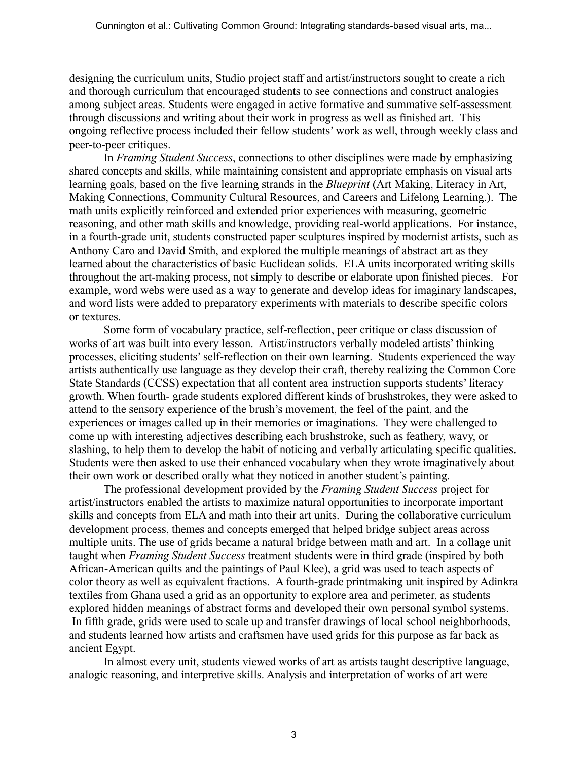designing the curriculum units, Studio project staff and artist/instructors sought to create a rich and thorough curriculum that encouraged students to see connections and construct analogies among subject areas. Students were engaged in active formative and summative self-assessment through discussions and writing about their work in progress as well as finished art. This ongoing reflective process included their fellow students' work as well, through weekly class and peer-to-peer critiques.

In *Framing Student Success*, connections to other disciplines were made by emphasizing shared concepts and skills, while maintaining consistent and appropriate emphasis on visual arts learning goals, based on the five learning strands in the *Blueprint* (Art Making, Literacy in Art, Making Connections, Community Cultural Resources, and Careers and Lifelong Learning.). The math units explicitly reinforced and extended prior experiences with measuring, geometric reasoning, and other math skills and knowledge, providing real-world applications. For instance, in a fourth-grade unit, students constructed paper sculptures inspired by modernist artists, such as Anthony Caro and David Smith, and explored the multiple meanings of abstract art as they learned about the characteristics of basic Euclidean solids. ELA units incorporated writing skills throughout the art-making process, not simply to describe or elaborate upon finished pieces. For example, word webs were used as a way to generate and develop ideas for imaginary landscapes, and word lists were added to preparatory experiments with materials to describe specific colors or textures.

Some form of vocabulary practice, self-reflection, peer critique or class discussion of works of art was built into every lesson. Artist/instructors verbally modeled artists' thinking processes, eliciting students' self-reflection on their own learning. Students experienced the way artists authentically use language as they develop their craft, thereby realizing the Common Core State Standards (CCSS) expectation that all content area instruction supports students' literacy growth. When fourth- grade students explored different kinds of brushstrokes, they were asked to attend to the sensory experience of the brush's movement, the feel of the paint, and the experiences or images called up in their memories or imaginations. They were challenged to come up with interesting adjectives describing each brushstroke, such as feathery, wavy, or slashing, to help them to develop the habit of noticing and verbally articulating specific qualities. Students were then asked to use their enhanced vocabulary when they wrote imaginatively about their own work or described orally what they noticed in another student's painting.

The professional development provided by the *Framing Student Success* project for artist/instructors enabled the artists to maximize natural opportunities to incorporate important skills and concepts from ELA and math into their art units. During the collaborative curriculum development process, themes and concepts emerged that helped bridge subject areas across multiple units. The use of grids became a natural bridge between math and art. In a collage unit taught when *Framing Student Success* treatment students were in third grade (inspired by both African-American quilts and the paintings of Paul Klee), a grid was used to teach aspects of color theory as well as equivalent fractions. A fourth-grade printmaking unit inspired by Adinkra textiles from Ghana used a grid as an opportunity to explore area and perimeter, as students explored hidden meanings of abstract forms and developed their own personal symbol systems. In fifth grade, grids were used to scale up and transfer drawings of local school neighborhoods, and students learned how artists and craftsmen have used grids for this purpose as far back as ancient Egypt.

In almost every unit, students viewed works of art as artists taught descriptive language, analogic reasoning, and interpretive skills. Analysis and interpretation of works of art were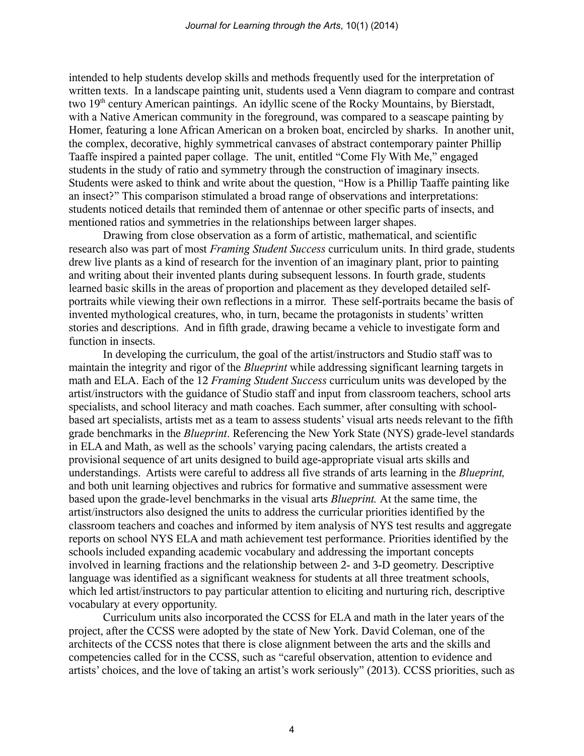intended to help students develop skills and methods frequently used for the interpretation of written texts. In a landscape painting unit, students used a Venn diagram to compare and contrast two 19th century American paintings. An idyllic scene of the Rocky Mountains, by Bierstadt, with a Native American community in the foreground, was compared to a seascape painting by Homer, featuring a lone African American on a broken boat, encircled by sharks. In another unit, the complex, decorative, highly symmetrical canvases of abstract contemporary painter Phillip Taaffe inspired a painted paper collage. The unit, entitled "Come Fly With Me," engaged students in the study of ratio and symmetry through the construction of imaginary insects. Students were asked to think and write about the question, "How is a Phillip Taaffe painting like an insect?" This comparison stimulated a broad range of observations and interpretations: students noticed details that reminded them of antennae or other specific parts of insects, and mentioned ratios and symmetries in the relationships between larger shapes.

Drawing from close observation as a form of artistic, mathematical, and scientific research also was part of most *Framing Student Success* curriculum units. In third grade, students drew live plants as a kind of research for the invention of an imaginary plant, prior to painting and writing about their invented plants during subsequent lessons. In fourth grade, students learned basic skills in the areas of proportion and placement as they developed detailed self-portraits while viewing their own reflections in a mirror. These self-portraits became the basis of invented mythological creatures, who, in turn, became the protagonists in students' written stories and descriptions. And in fifth grade, drawing became a vehicle to investigate form and function in insects.

In developing the curriculum, the goal of the artist/instructors and Studio staff was to maintain the integrity and rigor of the *Blueprint* while addressing significant learning targets in math and ELA. Each of the 12 *Framing Student Success* curriculum units was developed by the artist/instructors with the guidance of Studio staff and input from classroom teachers, school arts specialists, and school literacy and math coaches. Each summer, after consulting with school-based art specialists, artists met as a team to assess students' visual arts needs relevant to the fifth grade benchmarks in the *Blueprint*. Referencing the New York State (NYS) grade-level standards in ELA and Math, as well as the schools' varying pacing calendars, the artists created a provisional sequence of art units designed to build age-appropriate visual arts skills and understandings. Artists were careful to address all five strands of arts learning in the *Blueprint,* and both unit learning objectives and rubrics for formative and summative assessment were based upon the grade-level benchmarks in the visual arts *Blueprint.* At the same time, the artist/instructors also designed the units to address the curricular priorities identified by the classroom teachers and coaches and informed by item analysis of NYS test results and aggregate reports on school NYS ELA and math achievement test performance. Priorities identified by the schools included expanding academic vocabulary and addressing the important concepts involved in learning fractions and the relationship between 2- and 3-D geometry. Descriptive language was identified as a significant weakness for students at all three treatment schools, which led artist/instructors to pay particular attention to eliciting and nurturing rich, descriptive vocabulary at every opportunity.

Curriculum units also incorporated the CCSS for ELA and math in the later years of the project, after the CCSS were adopted by the state of New York. David Coleman, one of the architects of the CCSS notes that there is close alignment between the arts and the skills and competencies called for in the CCSS, such as "careful observation, attention to evidence and artists' choices, and the love of taking an artist's work seriously" (2013). CCSS priorities, such as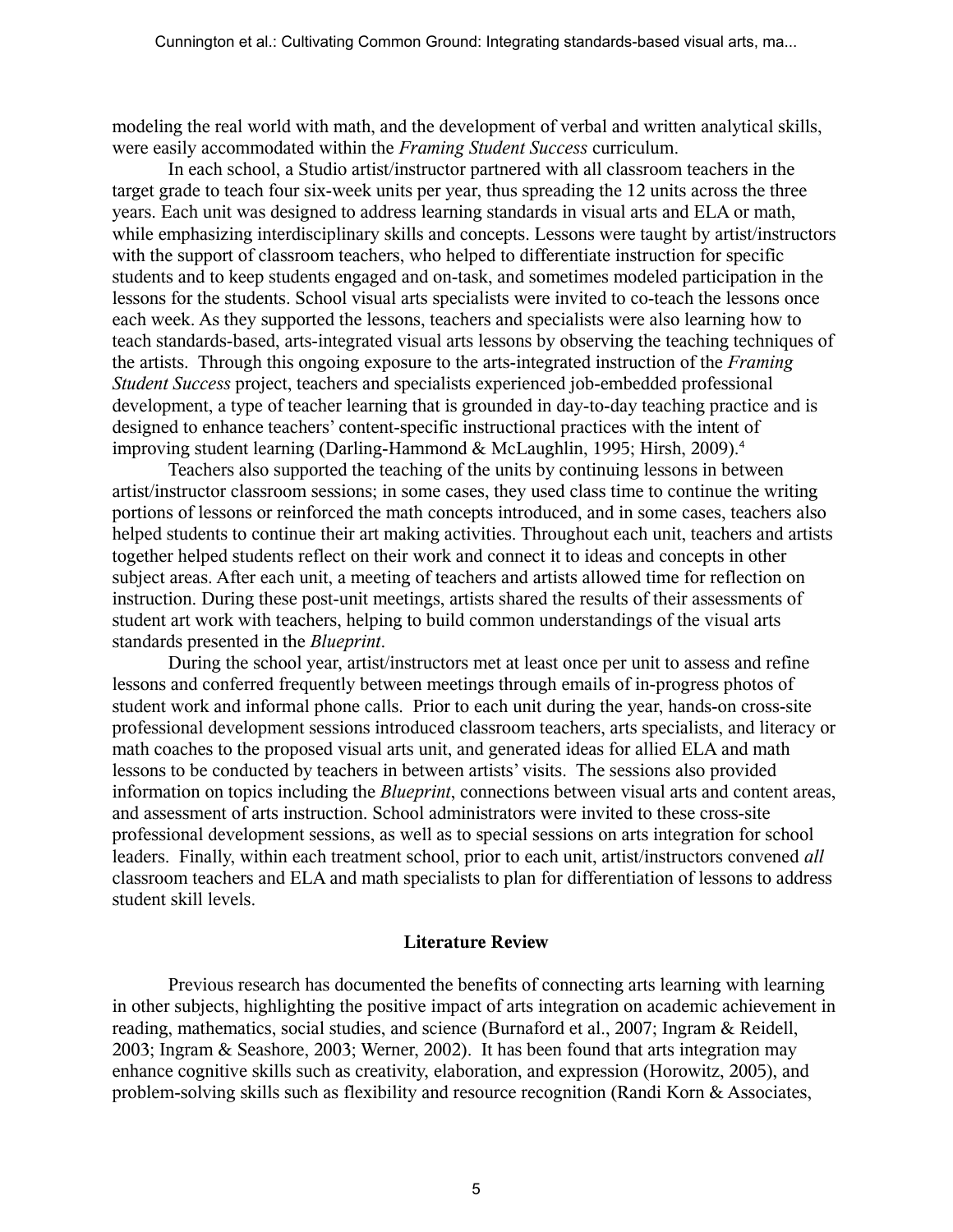modeling the real world with math, and the development of verbal and written analytical skills, were easily accommodated within the *Framing Student Success* curriculum.

In each school, a Studio artist/instructor partnered with all classroom teachers in the target grade to teach four six-week units per year, thus spreading the 12 units across the three years. Each unit was designed to address learning standards in visual arts and ELA or math, while emphasizing interdisciplinary skills and concepts. Lessons were taught by artist/instructors with the support of classroom teachers, who helped to differentiate instruction for specific students and to keep students engaged and on-task, and sometimes modeled participation in the lessons for the students. School visual arts specialists were invited to co-teach the lessons once each week. As they supported the lessons, teachers and specialists were also learning how to teach standards-based, arts-integrated visual arts lessons by observing the teaching techniques of the artists. Through this ongoing exposure to the arts-integrated instruction of the *Framing Student Success* project, teachers and specialists experienced job-embedded professional development, a type of teacher learning that is grounded in day-to-day teaching practice and is designed to enhance teachers' content-specific instructional practices with the intent of improving student learning (Darling-Hammond & McLaughlin, 1995; Hirsh, 2009).[4]

Teachers also supported the teaching of the units by continuing lessons in between artist/instructor classroom sessions; in some cases, they used class time to continue the writing portions of lessons or reinforced the math concepts introduced, and in some cases, teachers also helped students to continue their art making activities. Throughout each unit, teachers and artists together helped students reflect on their work and connect it to ideas and concepts in other subject areas. After each unit, a meeting of teachers and artists allowed time for reflection on instruction. During these post-unit meetings, artists shared the results of their assessments of student art work with teachers, helping to build common understandings of the visual arts standards presented in the *Blueprint*.

During the school year, artist/instructors met at least once per unit to assess and refine lessons and conferred frequently between meetings through emails of in-progress photos of student work and informal phone calls. Prior to each unit during the year, hands-on cross-site professional development sessions introduced classroom teachers, arts specialists, and literacy or math coaches to the proposed visual arts unit, and generated ideas for allied ELA and math lessons to be conducted by teachers in between artists' visits. The sessions also provided information on topics including the *Blueprint*, connections between visual arts and content areas, and assessment of arts instruction. School administrators were invited to these cross-site professional development sessions, as well as to special sessions on arts integration for school leaders. Finally, within each treatment school, prior to each unit, artist/instructors convened *all* classroom teachers and ELA and math specialists to plan for differentiation of lessons to address student skill levels.

## Literature Review

Previous research has documented the benefits of connecting arts learning with learning in other subjects, highlighting the positive impact of arts integration on academic achievement in reading, mathematics, social studies, and science (Burnaford et al., 2007; Ingram & Reidell, 2003; Ingram & Seashore, 2003; Werner, 2002). It has been found that arts integration may enhance cognitive skills such as creativity, elaboration, and expression (Horowitz, 2005), and problem-solving skills such as flexibility and resource recognition (Randi Korn & Associates,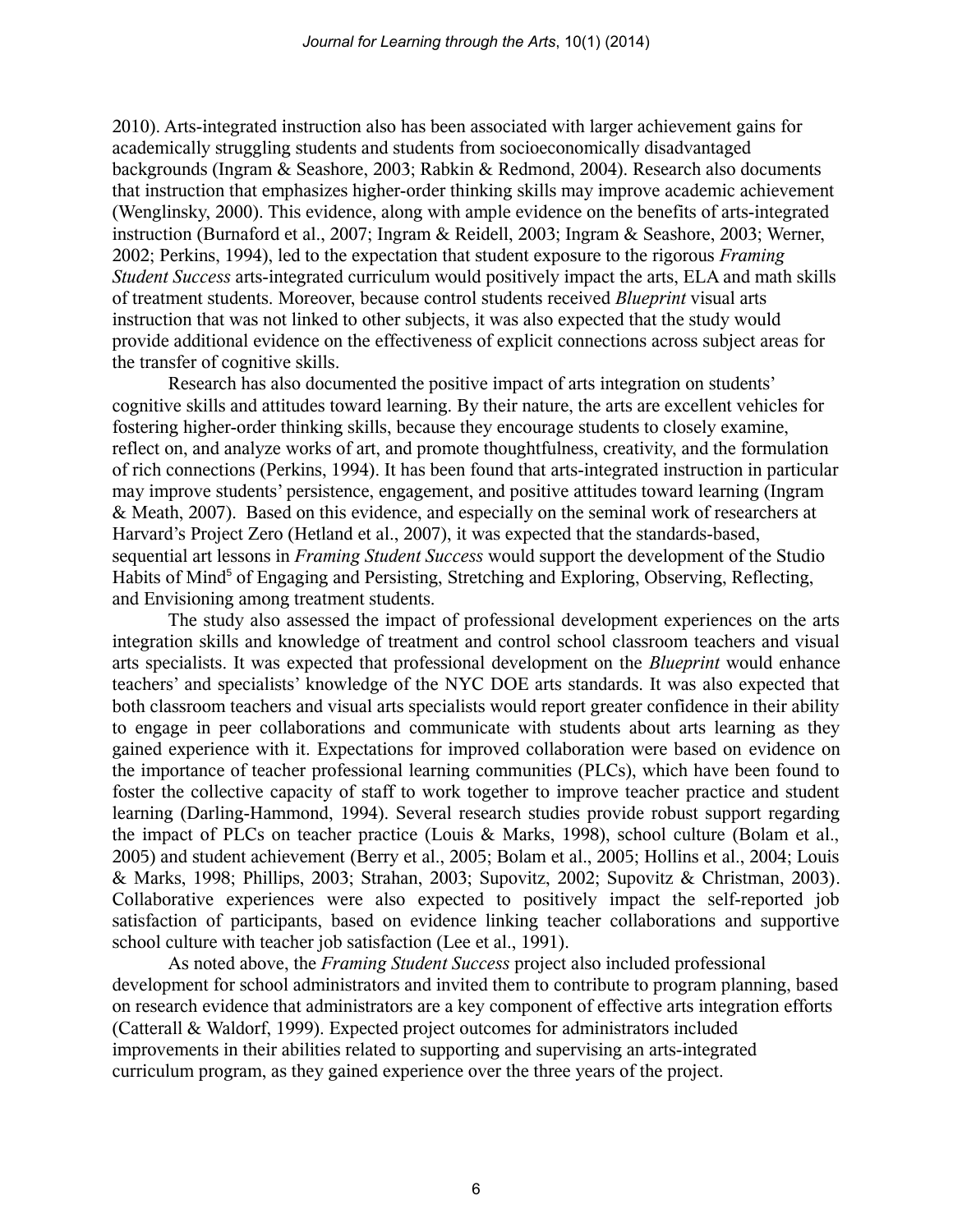2010). Arts-integrated instruction also has been associated with larger achievement gains for academically struggling students and students from socioeconomically disadvantaged backgrounds (Ingram & Seashore, 2003; Rabkin & Redmond, 2004). Research also documents that instruction that emphasizes higher-order thinking skills may improve academic achievement (Wenglinsky, 2000). This evidence, along with ample evidence on the benefits of arts-integrated instruction (Burnaford et al., 2007; Ingram & Reidell, 2003; Ingram & Seashore, 2003; Werner, 2002; Perkins, 1994), led to the expectation that student exposure to the rigorous *Framing Student Success* arts-integrated curriculum would positively impact the arts, ELA and math skills of treatment students. Moreover, because control students received *Blueprint* visual arts instruction that was not linked to other subjects, it was also expected that the study would provide additional evidence on the effectiveness of explicit connections across subject areas for the transfer of cognitive skills.

Research has also documented the positive impact of arts integration on students' cognitive skills and attitudes toward learning. By their nature, the arts are excellent vehicles for fostering higher-order thinking skills, because they encourage students to closely examine, reflect on, and analyze works of art, and promote thoughtfulness, creativity, and the formulation of rich connections (Perkins, 1994). It has been found that arts-integrated instruction in particular may improve students' persistence, engagement, and positive attitudes toward learning (Ingram & Meath, 2007). Based on this evidence, and especially on the seminal work of researchers at Harvard's Project Zero (Hetland et al., 2007), it was expected that the standards-based, sequential art lessons in *Framing Student Success* would support the development of the Studio Habits of Mind[5] of Engaging and Persisting, Stretching and Exploring, Observing, Reflecting, and Envisioning among treatment students.

The study also assessed the impact of professional development experiences on the arts integration skills and knowledge of treatment and control school classroom teachers and visual arts specialists. It was expected that professional development on the *Blueprint* would enhance teachers' and specialists' knowledge of the NYC DOE arts standards. It was also expected that both classroom teachers and visual arts specialists would report greater confidence in their ability to engage in peer collaborations and communicate with students about arts learning as they gained experience with it. Expectations for improved collaboration were based on evidence on the importance of teacher professional learning communities (PLCs), which have been found to foster the collective capacity of staff to work together to improve teacher practice and student learning (Darling-Hammond, 1994). Several research studies provide robust support regarding the impact of PLCs on teacher practice (Louis & Marks, 1998), school culture (Bolam et al., 2005) and student achievement (Berry et al., 2005; Bolam et al., 2005; Hollins et al., 2004; Louis & Marks, 1998; Phillips, 2003; Strahan, 2003; Supovitz, 2002; Supovitz & Christman, 2003). Collaborative experiences were also expected to positively impact the self-reported job satisfaction of participants, based on evidence linking teacher collaborations and supportive school culture with teacher job satisfaction (Lee et al., 1991).

As noted above, the *Framing Student Success* project also included professional development for school administrators and invited them to contribute to program planning, based on research evidence that administrators are a key component of effective arts integration efforts (Catterall & Waldorf, 1999). Expected project outcomes for administrators included improvements in their abilities related to supporting and supervising an arts-integrated curriculum program, as they gained experience over the three years of the project.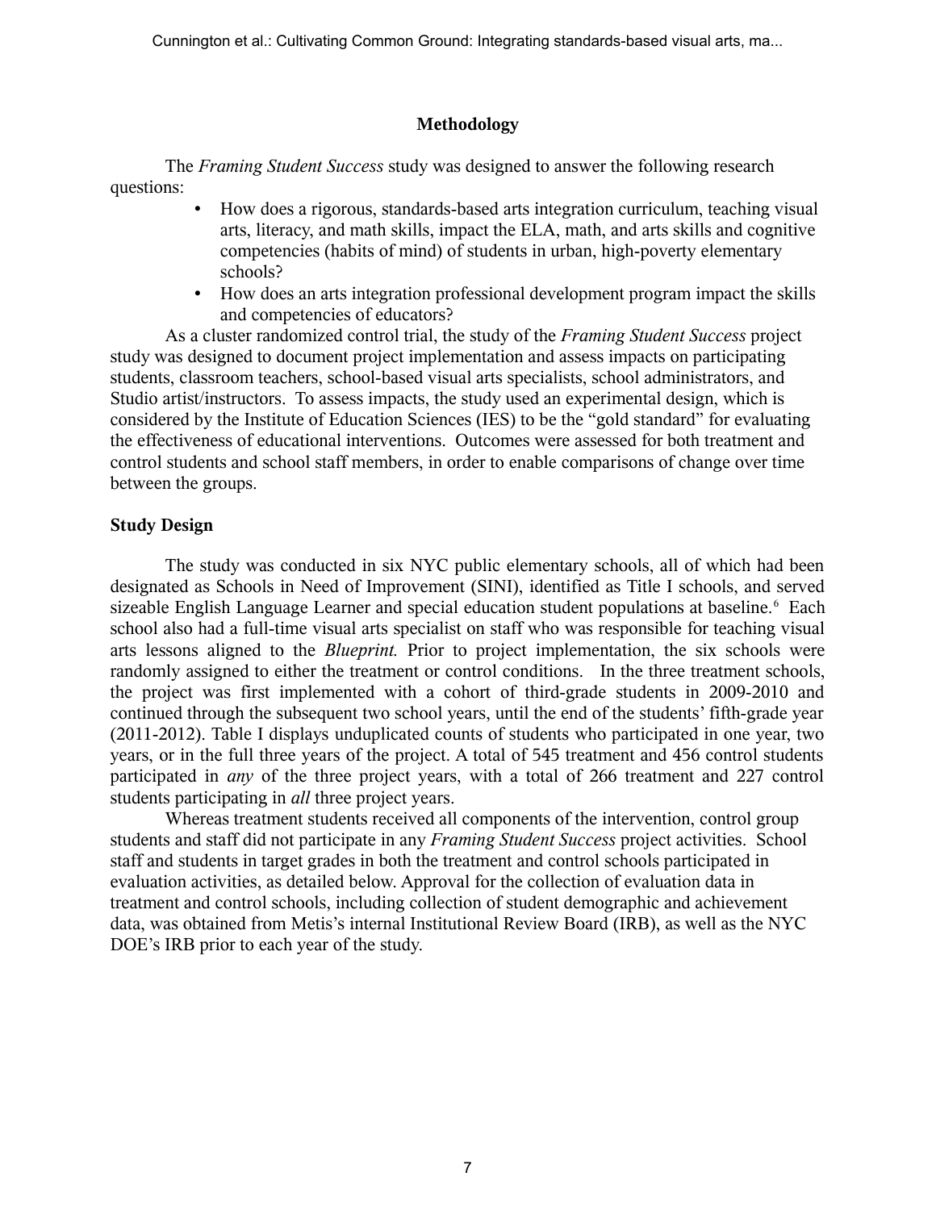## Methodology

The *Framing Student Success* study was designed to answer the following research questions:

- How does a rigorous, standards-based arts integration curriculum, teaching visual arts, literacy, and math skills, impact the ELA, math, and arts skills and cognitive competencies (habits of mind) of students in urban, high-poverty elementary schools?
- How does an arts integration professional development program impact the skills and competencies of educators?

As a cluster randomized control trial, the study of the *Framing Student Success* project study was designed to document project implementation and assess impacts on participating students, classroom teachers, school-based visual arts specialists, school administrators, and Studio artist/instructors. To assess impacts, the study used an experimental design, which is considered by the Institute of Education Sciences (IES) to be the "gold standard" for evaluating the effectiveness of educational interventions. Outcomes were assessed for both treatment and control students and school staff members, in order to enable comparisons of change over time between the groups.

### Study Design

The study was conducted in six NYC public elementary schools, all of which had been designated as Schools in Need of Improvement (SINI), identified as Title I schools, and served sizeable English Language Learner and special education student populations at baseline.[6] Each school also had a full-time visual arts specialist on staff who was responsible for teaching visual arts lessons aligned to the *Blueprint.* Prior to project implementation, the six schools were randomly assigned to either the treatment or control conditions. In the three treatment schools, the project was first implemented with a cohort of third-grade students in 2009-2010 and continued through the subsequent two school years, until the end of the students' fifth-grade year (2011-2012). Table I displays unduplicated counts of students who participated in one year, two years, or in the full three years of the project. A total of 545 treatment and 456 control students participated in *any* of the three project years, with a total of 266 treatment and 227 control students participating in *all* three project years.

Whereas treatment students received all components of the intervention, control group students and staff did not participate in any *Framing Student Success* project activities. School staff and students in target grades in both the treatment and control schools participated in evaluation activities, as detailed below. Approval for the collection of evaluation data in treatment and control schools, including collection of student demographic and achievement data, was obtained from Metis's internal Institutional Review Board (IRB), as well as the NYC DOE's IRB prior to each year of the study.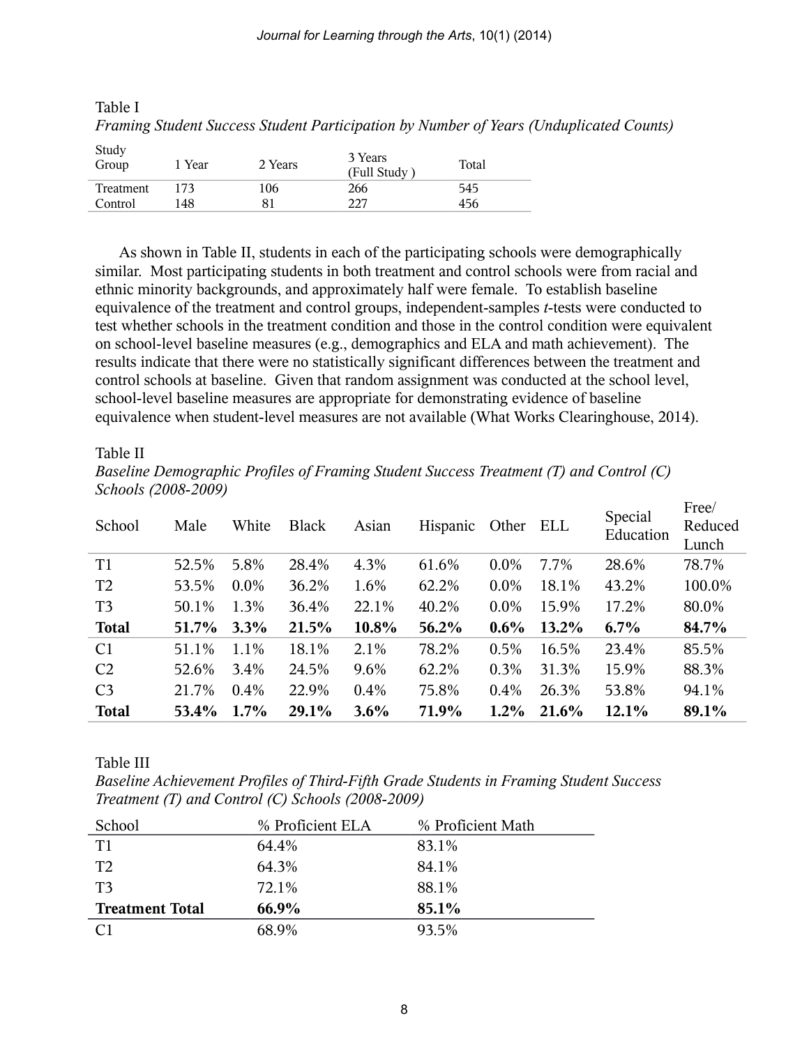Table I

*Framing Student Success Student Participation by Number of Years (Unduplicated Counts)*

| Study Group | 1 Year | 2 Years | 3 Years (Full Study ) | Total |
|---|---|---|---|---|
| Treatment | 173 | 106 | 266 | 545 |
| Control | 148 | 81 | 227 | 456 |

As shown in Table II, students in each of the participating schools were demographically similar. Most participating students in both treatment and control schools were from racial and ethnic minority backgrounds, and approximately half were female. To establish baseline equivalence of the treatment and control groups, independent-samples *t*-tests were conducted to test whether schools in the treatment condition and those in the control condition were equivalent on school-level baseline measures (e.g., demographics and ELA and math achievement). The results indicate that there were no statistically significant differences between the treatment and control schools at baseline. Given that random assignment was conducted at the school level, school-level baseline measures are appropriate for demonstrating evidence of baseline equivalence when student-level measures are not available (What Works Clearinghouse, 2014).

Table II

*Baseline Demographic Profiles of Framing Student Success Treatment (T) and Control (C) Schools (2008-2009)*

| School | Male | White | Black | Asian | Hispanic | Other | ELL | Special Education | Free/ Reduced Lunch |
|---|---|---|---|---|---|---|---|---|---|
| T1 | 52.5% | 5.8% | 28.4% | 4.3% | 61.6% | 0.0% | 7.7% | 28.6% | 78.7% |
| T2 | 53.5% | 0.0% | 36.2% | 1.6% | 62.2% | 0.0% | 18.1% | 43.2% | 100.0% |
| T3 | 50.1% | 1.3% | 36.4% | 22.1% | 40.2% | 0.0% | 15.9% | 17.2% | 80.0% |
| **Total** | **51.7%** | **3.3%** | **21.5%** | **10.8%** | **56.2%** | **0.6%** | **13.2%** | **6.7%** | **84.7%** |
| C1 | 51.1% | 1.1% | 18.1% | 2.1% | 78.2% | 0.5% | 16.5% | 23.4% | 85.5% |
| C2 | 52.6% | 3.4% | 24.5% | 9.6% | 62.2% | 0.3% | 31.3% | 15.9% | 88.3% |
| C3 | 21.7% | 0.4% | 22.9% | 0.4% | 75.8% | 0.4% | 26.3% | 53.8% | 94.1% |
| **Total** | **53.4%** | **1.7%** | **29.1%** | **3.6%** | **71.9%** | **1.2%** | **21.6%** | **12.1%** | **89.1%** |

Table III

*Baseline Achievement Profiles of Third-Fifth Grade Students in Framing Student Success Treatment (T) and Control (C) Schools (2008-2009)*

| School | % Proficient ELA | % Proficient Math |
|---|---|---|
| T1 | 64.4% | 83.1% |
| T2 | 64.3% | 84.1% |
| T3 | 72.1% | 88.1% |
| **Treatment Total** | **66.9%** | **85.1%** |
| C1 | 68.9% | 93.5% |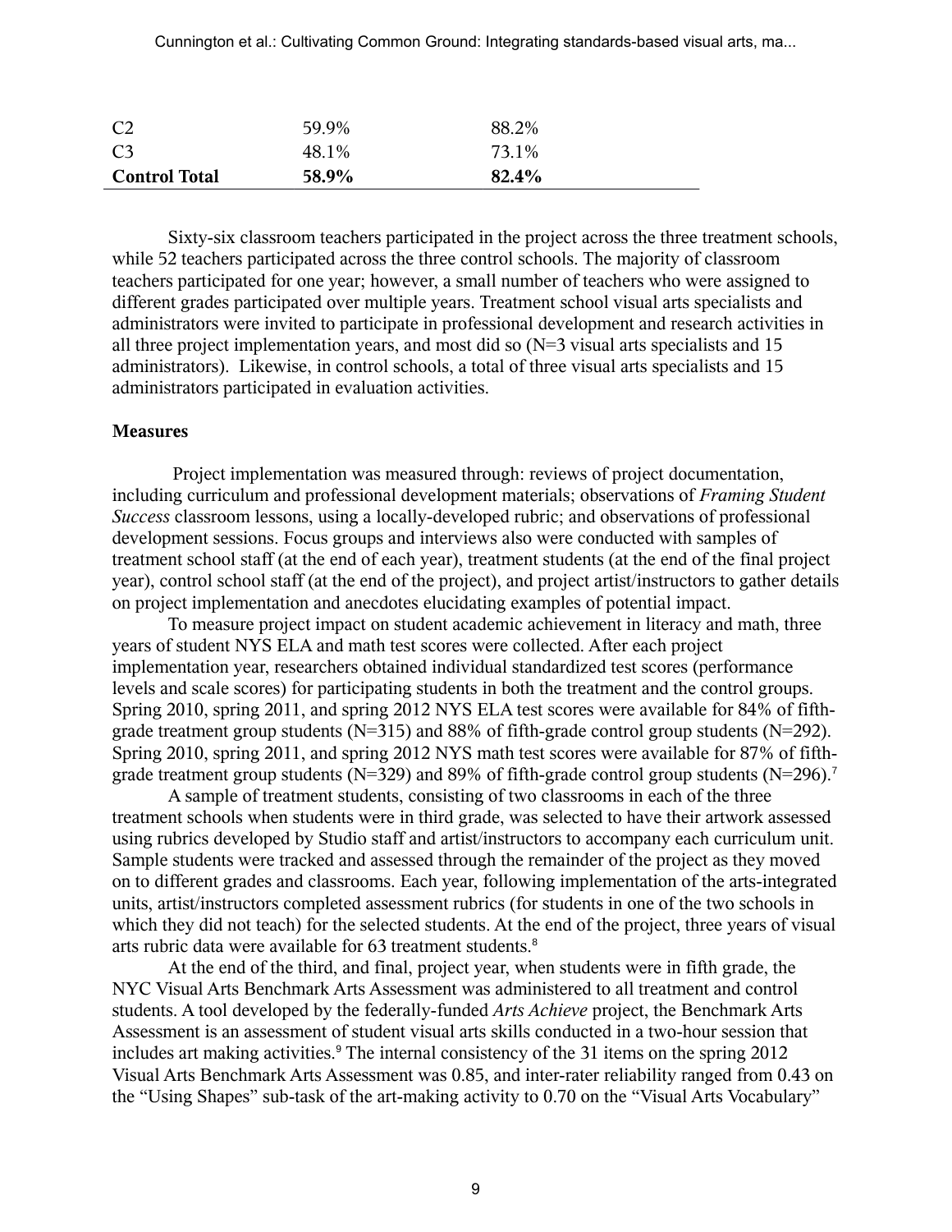| | | |
|---|---|---|
| C2 | 59.9% | 88.2% |
| C3 | 48.1% | 73.1% |
| **Control Total** | **58.9%** | **82.4%** |

Sixty-six classroom teachers participated in the project across the three treatment schools, while 52 teachers participated across the three control schools. The majority of classroom teachers participated for one year; however, a small number of teachers who were assigned to different grades participated over multiple years. Treatment school visual arts specialists and administrators were invited to participate in professional development and research activities in all three project implementation years, and most did so (N=3 visual arts specialists and 15 administrators). Likewise, in control schools, a total of three visual arts specialists and 15 administrators participated in evaluation activities.

**Measures**

Project implementation was measured through: reviews of project documentation, including curriculum and professional development materials; observations of *Framing Student Success* classroom lessons, using a locally-developed rubric; and observations of professional development sessions. Focus groups and interviews also were conducted with samples of treatment school staff (at the end of each year), treatment students (at the end of the final project year), control school staff (at the end of the project), and project artist/instructors to gather details on project implementation and anecdotes elucidating examples of potential impact.

To measure project impact on student academic achievement in literacy and math, three years of student NYS ELA and math test scores were collected. After each project implementation year, researchers obtained individual standardized test scores (performance levels and scale scores) for participating students in both the treatment and the control groups. Spring 2010, spring 2011, and spring 2012 NYS ELA test scores were available for 84% of fifth-grade treatment group students (N=315) and 88% of fifth-grade control group students (N=292). Spring 2010, spring 2011, and spring 2012 NYS math test scores were available for 87% of fifth-grade treatment group students (N=329) and 89% of fifth-grade control group students (N=296).[7]

A sample of treatment students, consisting of two classrooms in each of the three treatment schools when students were in third grade, was selected to have their artwork assessed using rubrics developed by Studio staff and artist/instructors to accompany each curriculum unit. Sample students were tracked and assessed through the remainder of the project as they moved on to different grades and classrooms. Each year, following implementation of the arts-integrated units, artist/instructors completed assessment rubrics (for students in one of the two schools in which they did not teach) for the selected students. At the end of the project, three years of visual arts rubric data were available for 63 treatment students.[8]

At the end of the third, and final, project year, when students were in fifth grade, the NYC Visual Arts Benchmark Arts Assessment was administered to all treatment and control students. A tool developed by the federally-funded *Arts Achieve* project, the Benchmark Arts Assessment is an assessment of student visual arts skills conducted in a two-hour session that includes art making activities.[9] The internal consistency of the 31 items on the spring 2012 Visual Arts Benchmark Arts Assessment was 0.85, and inter-rater reliability ranged from 0.43 on the "Using Shapes" sub-task of the art-making activity to 0.70 on the "Visual Arts Vocabulary"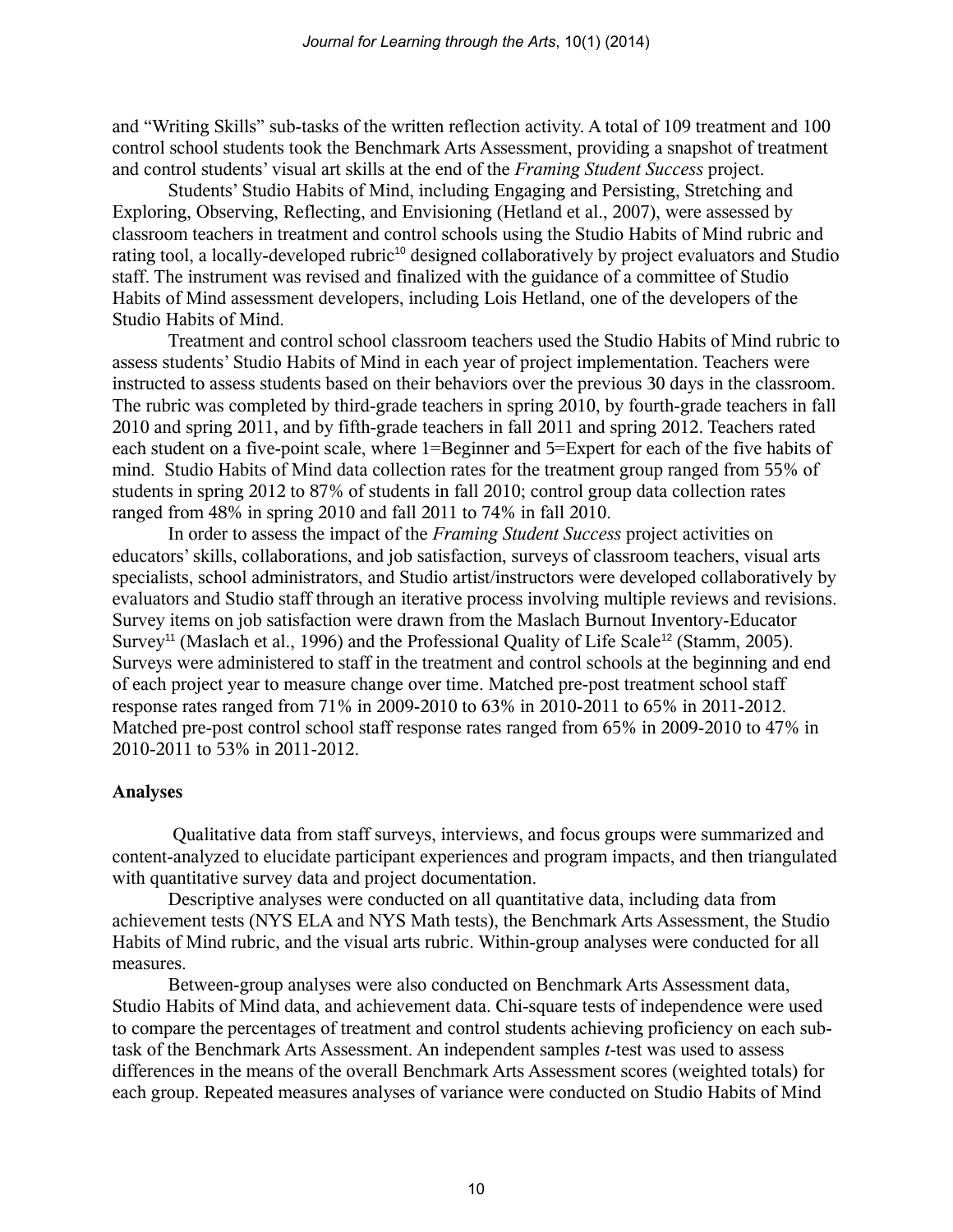and "Writing Skills" sub-tasks of the written reflection activity. A total of 109 treatment and 100 control school students took the Benchmark Arts Assessment, providing a snapshot of treatment and control students' visual art skills at the end of the *Framing Student Success* project.

Students' Studio Habits of Mind, including Engaging and Persisting, Stretching and Exploring, Observing, Reflecting, and Envisioning (Hetland et al., 2007), were assessed by classroom teachers in treatment and control schools using the Studio Habits of Mind rubric and rating tool, a locally-developed rubric[10] designed collaboratively by project evaluators and Studio staff. The instrument was revised and finalized with the guidance of a committee of Studio Habits of Mind assessment developers, including Lois Hetland, one of the developers of the Studio Habits of Mind.

Treatment and control school classroom teachers used the Studio Habits of Mind rubric to assess students' Studio Habits of Mind in each year of project implementation. Teachers were instructed to assess students based on their behaviors over the previous 30 days in the classroom. The rubric was completed by third-grade teachers in spring 2010, by fourth-grade teachers in fall 2010 and spring 2011, and by fifth-grade teachers in fall 2011 and spring 2012. Teachers rated each student on a five-point scale, where 1=Beginner and 5=Expert for each of the five habits of mind. Studio Habits of Mind data collection rates for the treatment group ranged from 55% of students in spring 2012 to 87% of students in fall 2010; control group data collection rates ranged from 48% in spring 2010 and fall 2011 to 74% in fall 2010.

In order to assess the impact of the *Framing Student Success* project activities on educators' skills, collaborations, and job satisfaction, surveys of classroom teachers, visual arts specialists, school administrators, and Studio artist/instructors were developed collaboratively by evaluators and Studio staff through an iterative process involving multiple reviews and revisions. Survey items on job satisfaction were drawn from the Maslach Burnout Inventory-Educator Survey[11] (Maslach et al., 1996) and the Professional Quality of Life Scale[12] (Stamm, 2005). Surveys were administered to staff in the treatment and control schools at the beginning and end of each project year to measure change over time. Matched pre-post treatment school staff response rates ranged from 71% in 2009-2010 to 63% in 2010-2011 to 65% in 2011-2012. Matched pre-post control school staff response rates ranged from 65% in 2009-2010 to 47% in 2010-2011 to 53% in 2011-2012.

### Analyses

Qualitative data from staff surveys, interviews, and focus groups were summarized and content-analyzed to elucidate participant experiences and program impacts, and then triangulated with quantitative survey data and project documentation.

Descriptive analyses were conducted on all quantitative data, including data from achievement tests (NYS ELA and NYS Math tests), the Benchmark Arts Assessment, the Studio Habits of Mind rubric, and the visual arts rubric. Within-group analyses were conducted for all measures.

Between-group analyses were also conducted on Benchmark Arts Assessment data, Studio Habits of Mind data, and achievement data. Chi-square tests of independence were used to compare the percentages of treatment and control students achieving proficiency on each sub-task of the Benchmark Arts Assessment. An independent samples $t$-test was used to assess differences in the means of the overall Benchmark Arts Assessment scores (weighted totals) for each group. Repeated measures analyses of variance were conducted on Studio Habits of Mind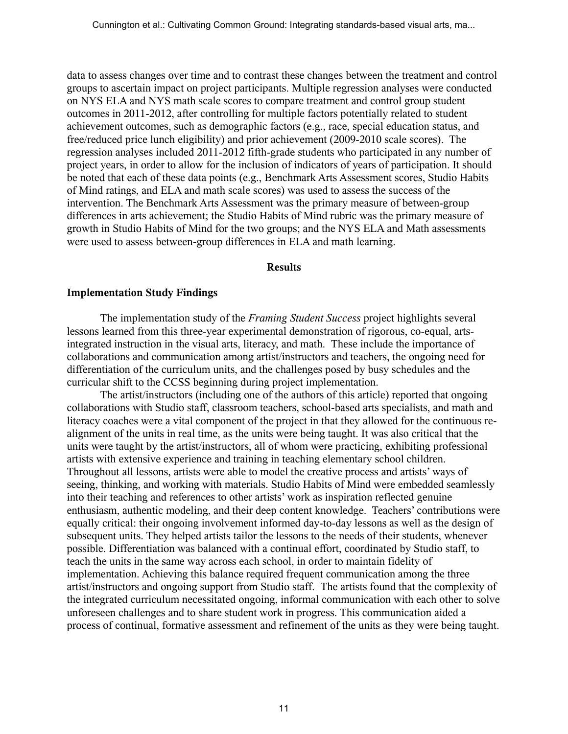data to assess changes over time and to contrast these changes between the treatment and control groups to ascertain impact on project participants. Multiple regression analyses were conducted on NYS ELA and NYS math scale scores to compare treatment and control group student outcomes in 2011-2012, after controlling for multiple factors potentially related to student achievement outcomes, such as demographic factors (e.g., race, special education status, and free/reduced price lunch eligibility) and prior achievement (2009-2010 scale scores). The regression analyses included 2011-2012 fifth-grade students who participated in any number of project years, in order to allow for the inclusion of indicators of years of participation. It should be noted that each of these data points (e.g., Benchmark Arts Assessment scores, Studio Habits of Mind ratings, and ELA and math scale scores) was used to assess the success of the intervention. The Benchmark Arts Assessment was the primary measure of between-group differences in arts achievement; the Studio Habits of Mind rubric was the primary measure of growth in Studio Habits of Mind for the two groups; and the NYS ELA and Math assessments were used to assess between-group differences in ELA and math learning.

## Results

### Implementation Study Findings

The implementation study of the *Framing Student Success* project highlights several lessons learned from this three-year experimental demonstration of rigorous, co-equal, arts-integrated instruction in the visual arts, literacy, and math. These include the importance of collaborations and communication among artist/instructors and teachers, the ongoing need for differentiation of the curriculum units, and the challenges posed by busy schedules and the curricular shift to the CCSS beginning during project implementation.

The artist/instructors (including one of the authors of this article) reported that ongoing collaborations with Studio staff, classroom teachers, school-based arts specialists, and math and literacy coaches were a vital component of the project in that they allowed for the continuous re-alignment of the units in real time, as the units were being taught. It was also critical that the units were taught by the artist/instructors, all of whom were practicing, exhibiting professional artists with extensive experience and training in teaching elementary school children. Throughout all lessons, artists were able to model the creative process and artists' ways of seeing, thinking, and working with materials. Studio Habits of Mind were embedded seamlessly into their teaching and references to other artists' work as inspiration reflected genuine enthusiasm, authentic modeling, and their deep content knowledge. Teachers' contributions were equally critical: their ongoing involvement informed day-to-day lessons as well as the design of subsequent units. They helped artists tailor the lessons to the needs of their students, whenever possible. Differentiation was balanced with a continual effort, coordinated by Studio staff, to teach the units in the same way across each school, in order to maintain fidelity of implementation. Achieving this balance required frequent communication among the three artist/instructors and ongoing support from Studio staff. The artists found that the complexity of the integrated curriculum necessitated ongoing, informal communication with each other to solve unforeseen challenges and to share student work in progress. This communication aided a process of continual, formative assessment and refinement of the units as they were being taught.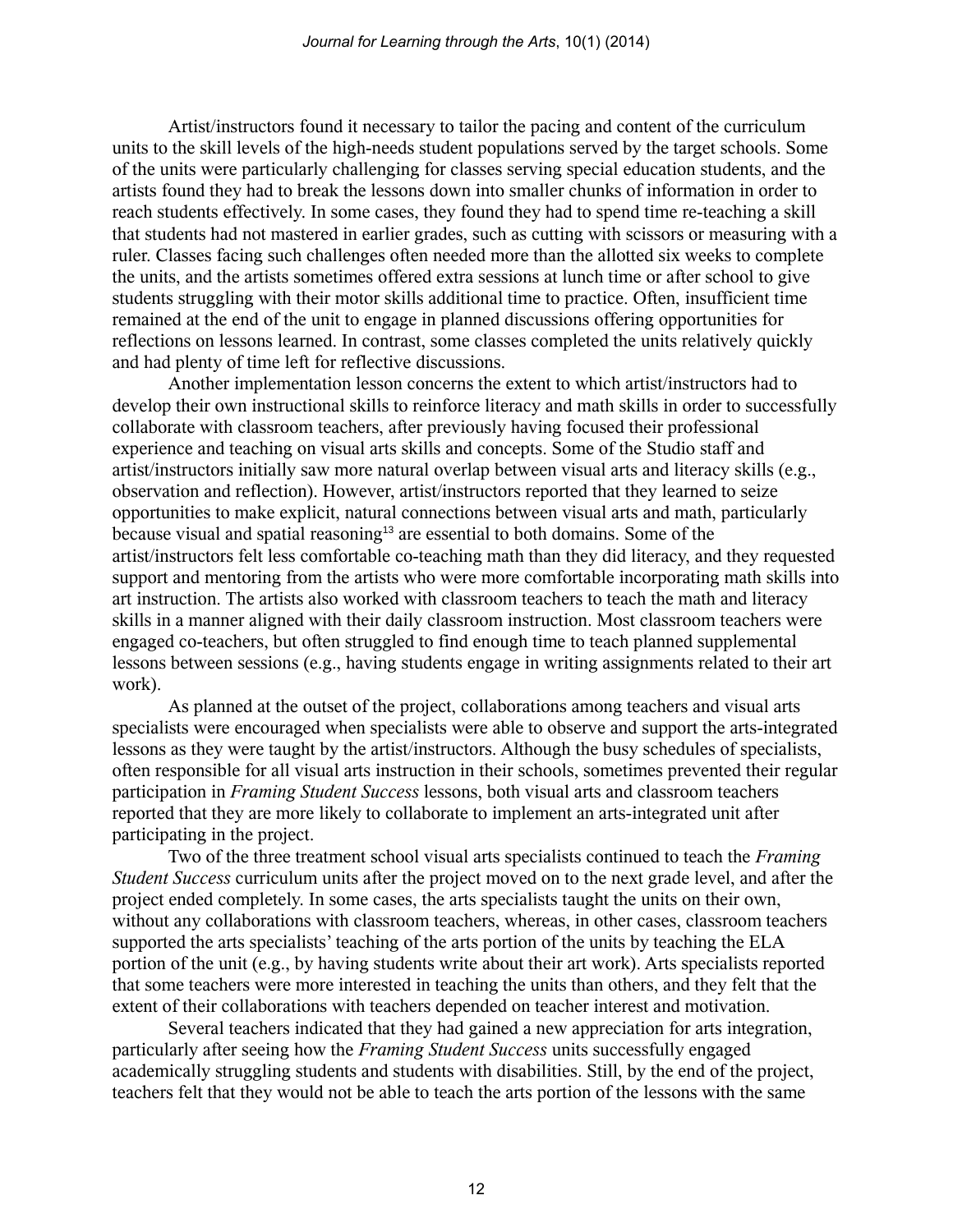Artist/instructors found it necessary to tailor the pacing and content of the curriculum units to the skill levels of the high-needs student populations served by the target schools. Some of the units were particularly challenging for classes serving special education students, and the artists found they had to break the lessons down into smaller chunks of information in order to reach students effectively. In some cases, they found they had to spend time re-teaching a skill that students had not mastered in earlier grades, such as cutting with scissors or measuring with a ruler. Classes facing such challenges often needed more than the allotted six weeks to complete the units, and the artists sometimes offered extra sessions at lunch time or after school to give students struggling with their motor skills additional time to practice. Often, insufficient time remained at the end of the unit to engage in planned discussions offering opportunities for reflections on lessons learned. In contrast, some classes completed the units relatively quickly and had plenty of time left for reflective discussions.

Another implementation lesson concerns the extent to which artist/instructors had to develop their own instructional skills to reinforce literacy and math skills in order to successfully collaborate with classroom teachers, after previously having focused their professional experience and teaching on visual arts skills and concepts. Some of the Studio staff and artist/instructors initially saw more natural overlap between visual arts and literacy skills (e.g., observation and reflection). However, artist/instructors reported that they learned to seize opportunities to make explicit, natural connections between visual arts and math, particularly because visual and spatial reasoning[13] are essential to both domains. Some of the artist/instructors felt less comfortable co-teaching math than they did literacy, and they requested support and mentoring from the artists who were more comfortable incorporating math skills into art instruction. The artists also worked with classroom teachers to teach the math and literacy skills in a manner aligned with their daily classroom instruction. Most classroom teachers were engaged co-teachers, but often struggled to find enough time to teach planned supplemental lessons between sessions (e.g., having students engage in writing assignments related to their art work).

As planned at the outset of the project, collaborations among teachers and visual arts specialists were encouraged when specialists were able to observe and support the arts-integrated lessons as they were taught by the artist/instructors. Although the busy schedules of specialists, often responsible for all visual arts instruction in their schools, sometimes prevented their regular participation in *Framing Student Success* lessons, both visual arts and classroom teachers reported that they are more likely to collaborate to implement an arts-integrated unit after participating in the project.

Two of the three treatment school visual arts specialists continued to teach the *Framing Student Success* curriculum units after the project moved on to the next grade level, and after the project ended completely. In some cases, the arts specialists taught the units on their own, without any collaborations with classroom teachers, whereas, in other cases, classroom teachers supported the arts specialists' teaching of the arts portion of the units by teaching the ELA portion of the unit (e.g., by having students write about their art work). Arts specialists reported that some teachers were more interested in teaching the units than others, and they felt that the extent of their collaborations with teachers depended on teacher interest and motivation.

Several teachers indicated that they had gained a new appreciation for arts integration, particularly after seeing how the *Framing Student Success* units successfully engaged academically struggling students and students with disabilities. Still, by the end of the project, teachers felt that they would not be able to teach the arts portion of the lessons with the same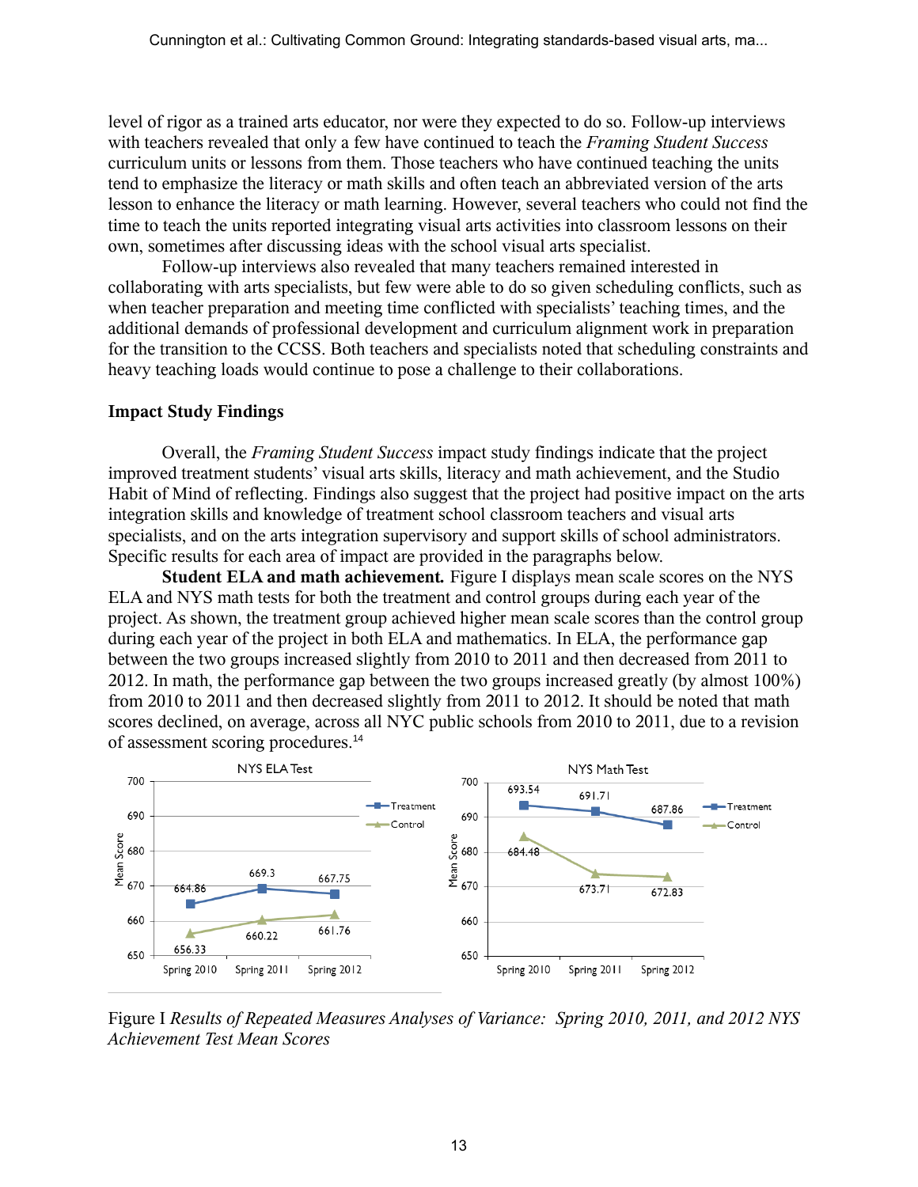level of rigor as a trained arts educator, nor were they expected to do so. Follow-up interviews with teachers revealed that only a few have continued to teach the *Framing Student Success* curriculum units or lessons from them. Those teachers who have continued teaching the units tend to emphasize the literacy or math skills and often teach an abbreviated version of the arts lesson to enhance the literacy or math learning. However, several teachers who could not find the time to teach the units reported integrating visual arts activities into classroom lessons on their own, sometimes after discussing ideas with the school visual arts specialist.

Follow-up interviews also revealed that many teachers remained interested in collaborating with arts specialists, but few were able to do so given scheduling conflicts, such as when teacher preparation and meeting time conflicted with specialists' teaching times, and the additional demands of professional development and curriculum alignment work in preparation for the transition to the CCSS. Both teachers and specialists noted that scheduling constraints and heavy teaching loads would continue to pose a challenge to their collaborations.

### Impact Study Findings

Overall, the *Framing Student Success* impact study findings indicate that the project improved treatment students' visual arts skills, literacy and math achievement, and the Studio Habit of Mind of reflecting. Findings also suggest that the project had positive impact on the arts integration skills and knowledge of treatment school classroom teachers and visual arts specialists, and on the arts integration supervisory and support skills of school administrators. Specific results for each area of impact are provided in the paragraphs below.

**Student ELA and math achievement.** Figure I displays mean scale scores on the NYS ELA and NYS math tests for both the treatment and control groups during each year of the project. As shown, the treatment group achieved higher mean scale scores than the control group during each year of the project in both ELA and mathematics. In ELA, the performance gap between the two groups increased slightly from 2010 to 2011 and then decreased from 2011 to 2012. In math, the performance gap between the two groups increased greatly (by almost 100%) from 2010 to 2011 and then decreased slightly from 2011 to 2012. It should be noted that math scores declined, on average, across all NYC public schools from 2010 to 2011, due to a revision of assessment scoring procedures.[14]

NYS ELA Test

| Mean Score | Spring 2010 | Spring 2011 | Spring 2012 |
|---|---|---|---|
| Treatment | 664.86 | 669.3 | 667.75 |
| Control | 656.33 | 660.22 | 661.76 |

NYS Math Test

| Mean Score | Spring 2010 | Spring 2011 | Spring 2012 |
|---|---|---|---|
| Treatment | 693.54 | 691.71 | 687.86 |
| Control | 684.48 | 673.71 | 672.83 |

Figure I *Results of Repeated Measures Analyses of Variance: Spring 2010, 2011, and 2012 NYS Achievement Test Mean Scores*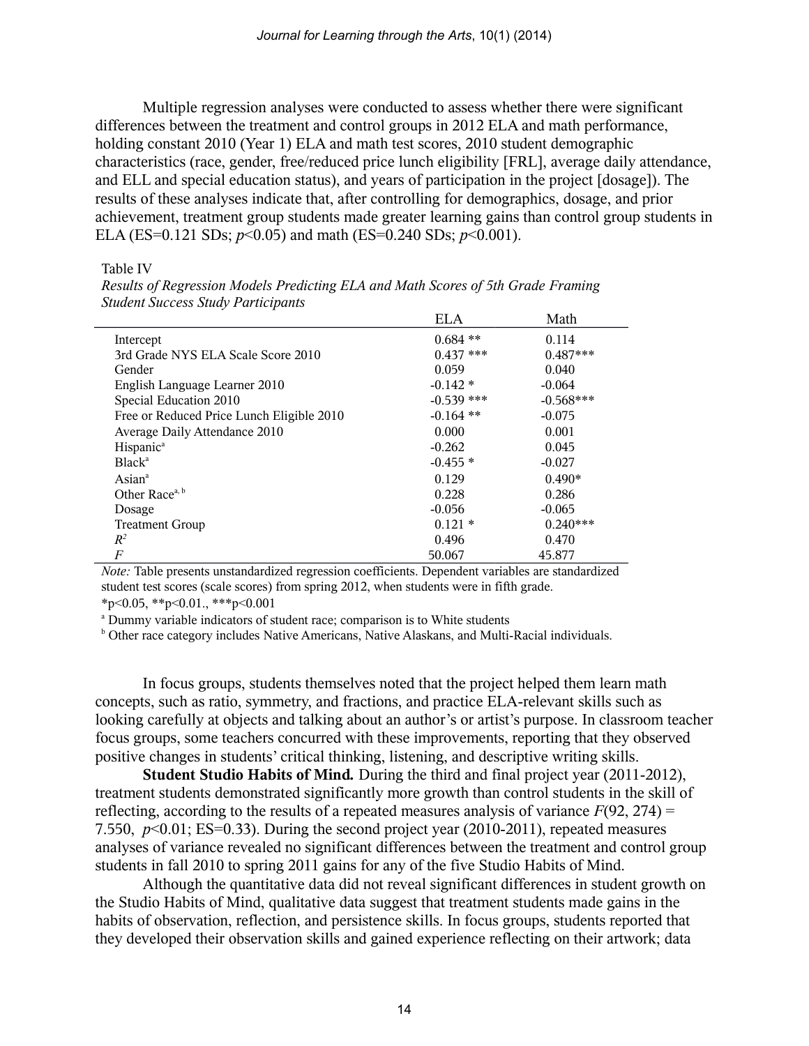Multiple regression analyses were conducted to assess whether there were significant differences between the treatment and control groups in 2012 ELA and math performance, holding constant 2010 (Year 1) ELA and math test scores, 2010 student demographic characteristics (race, gender, free/reduced price lunch eligibility [FRL], average daily attendance, and ELL and special education status), and years of participation in the project [dosage]). The results of these analyses indicate that, after controlling for demographics, dosage, and prior achievement, treatment group students made greater learning gains than control group students in ELA (ES=0.121 SDs; $p<0.05$) and math (ES=0.240 SDs; $p<0.001$).

Table IV

*Results of Regression Models Predicting ELA and Math Scores of 5th Grade Framing Student Success Study Participants*

| | ELA | Math |
|---|---|---|
| Intercept | 0.684 ** | 0.114 |
| 3rd Grade NYS ELA Scale Score 2010 | 0.437 *** | 0.487*** |
| Gender | 0.059 | 0.040 |
| English Language Learner 2010 | -0.142 * | -0.064 |
| Special Education 2010 | -0.539 *** | -0.568*** |
| Free or Reduced Price Lunch Eligible 2010 | -0.164 ** | -0.075 |
| Average Daily Attendance 2010 | 0.000 | 0.001 |
| Hispanic[a] | -0.262 | 0.045 |
| Black[a] | -0.455 * | -0.027 |
| Asian[a] | 0.129 | 0.490* |
| Other Race[a, b] | 0.228 | 0.286 |
| Dosage | -0.056 | -0.065 |
| Treatment Group | 0.121 * | 0.240*** |
| $R^2$ | 0.496 | 0.470 |
| $F$ | 50.067 | 45.877 |

*Note:* Table presents unstandardized regression coefficients. Dependent variables are standardized student test scores (scale scores) from spring 2012, when students were in fifth grade.

*p<0.05, **p<0.01., ***p<0.001

[a] Dummy variable indicators of student race; comparison is to White students

[b] Other race category includes Native Americans, Native Alaskans, and Multi-Racial individuals.

In focus groups, students themselves noted that the project helped them learn math concepts, such as ratio, symmetry, and fractions, and practice ELA-relevant skills such as looking carefully at objects and talking about an author's or artist's purpose. In classroom teacher focus groups, some teachers concurred with these improvements, reporting that they observed positive changes in students' critical thinking, listening, and descriptive writing skills.

**Student Studio Habits of Mind.** During the third and final project year (2011-2012), treatment students demonstrated significantly more growth than control students in the skill of reflecting, according to the results of a repeated measures analysis of variance $F(92, 274) = 7.550$, $p<0.01$; ES=0.33). During the second project year (2010-2011), repeated measures analyses of variance revealed no significant differences between the treatment and control group students in fall 2010 to spring 2011 gains for any of the five Studio Habits of Mind.

Although the quantitative data did not reveal significant differences in student growth on the Studio Habits of Mind, qualitative data suggest that treatment students made gains in the habits of observation, reflection, and persistence skills. In focus groups, students reported that they developed their observation skills and gained experience reflecting on their artwork; data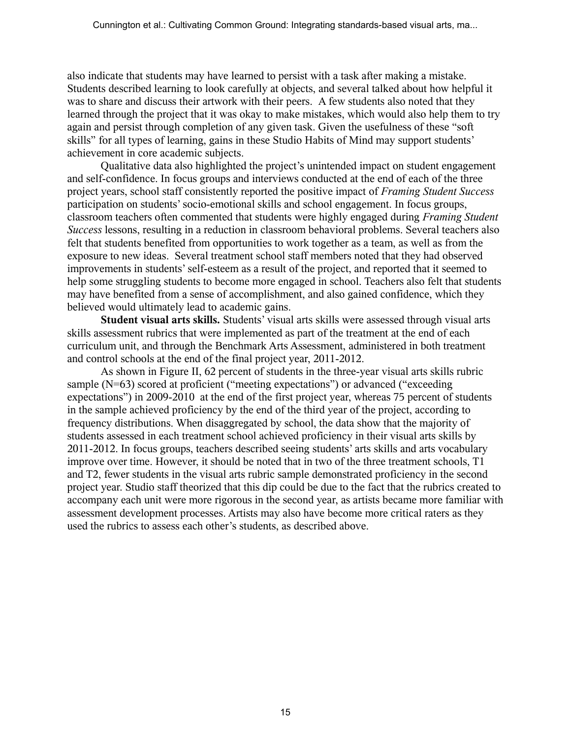also indicate that students may have learned to persist with a task after making a mistake. Students described learning to look carefully at objects, and several talked about how helpful it was to share and discuss their artwork with their peers. A few students also noted that they learned through the project that it was okay to make mistakes, which would also help them to try again and persist through completion of any given task. Given the usefulness of these "soft skills" for all types of learning, gains in these Studio Habits of Mind may support students' achievement in core academic subjects.

Qualitative data also highlighted the project's unintended impact on student engagement and self-confidence. In focus groups and interviews conducted at the end of each of the three project years, school staff consistently reported the positive impact of *Framing Student Success* participation on students' socio-emotional skills and school engagement. In focus groups, classroom teachers often commented that students were highly engaged during *Framing Student Success* lessons, resulting in a reduction in classroom behavioral problems. Several teachers also felt that students benefited from opportunities to work together as a team, as well as from the exposure to new ideas. Several treatment school staff members noted that they had observed improvements in students' self-esteem as a result of the project, and reported that it seemed to help some struggling students to become more engaged in school. Teachers also felt that students may have benefited from a sense of accomplishment, and also gained confidence, which they believed would ultimately lead to academic gains.

**Student visual arts skills.** Students' visual arts skills were assessed through visual arts skills assessment rubrics that were implemented as part of the treatment at the end of each curriculum unit, and through the Benchmark Arts Assessment, administered in both treatment and control schools at the end of the final project year, 2011-2012.

As shown in Figure II, 62 percent of students in the three-year visual arts skills rubric sample (N=63) scored at proficient ("meeting expectations") or advanced ("exceeding expectations") in 2009-2010 at the end of the first project year, whereas 75 percent of students in the sample achieved proficiency by the end of the third year of the project, according to frequency distributions. When disaggregated by school, the data show that the majority of students assessed in each treatment school achieved proficiency in their visual arts skills by 2011-2012. In focus groups, teachers described seeing students' arts skills and arts vocabulary improve over time. However, it should be noted that in two of the three treatment schools, T1 and T2, fewer students in the visual arts rubric sample demonstrated proficiency in the second project year. Studio staff theorized that this dip could be due to the fact that the rubrics created to accompany each unit were more rigorous in the second year, as artists became more familiar with assessment development processes. Artists may also have become more critical raters as they used the rubrics to assess each other's students, as described above.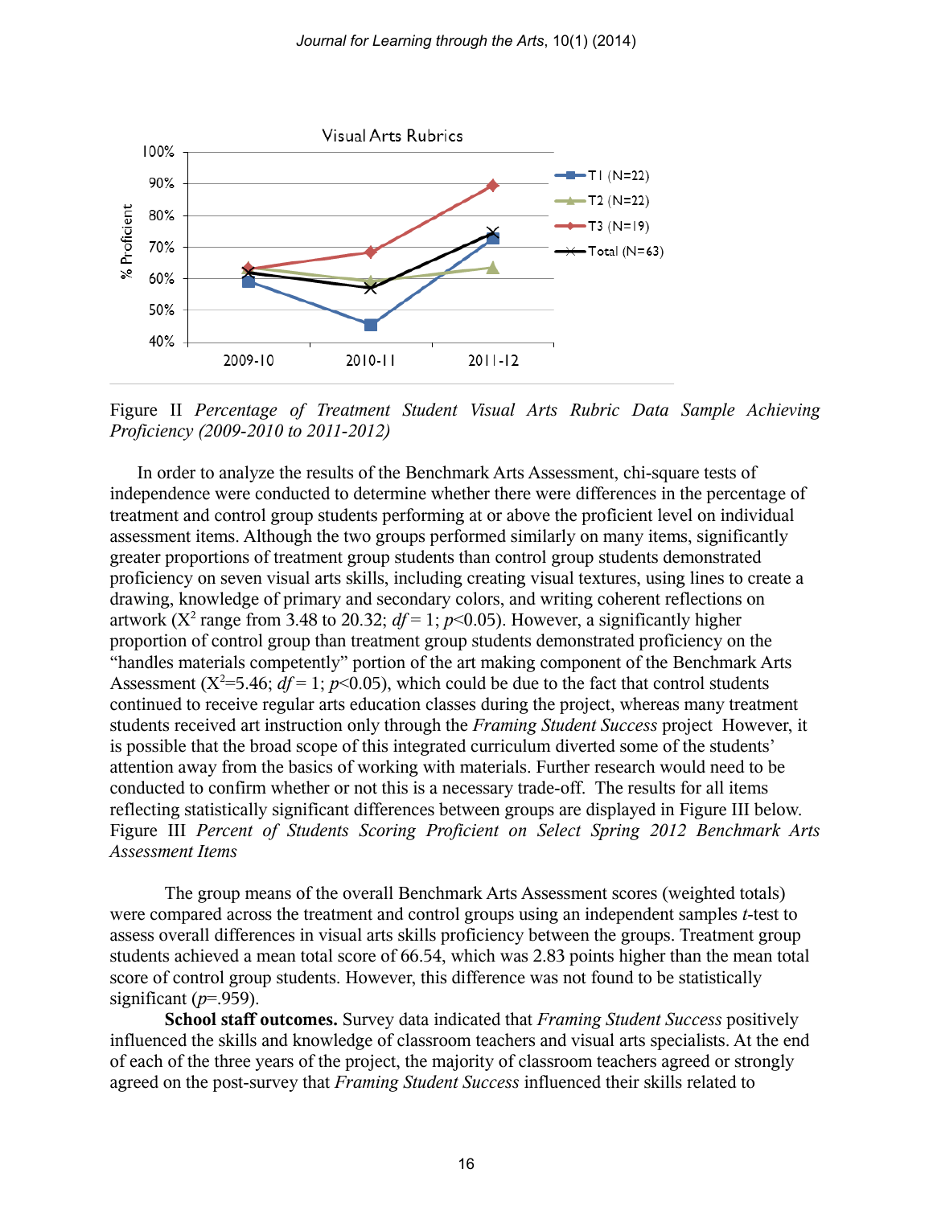Figure II *Percentage of Treatment Student Visual Arts Rubric Data Sample Achieving Proficiency (2009-2010 to 2011-2012)*

In order to analyze the results of the Benchmark Arts Assessment, chi-square tests of independence were conducted to determine whether there were differences in the percentage of treatment and control group students performing at or above the proficient level on individual assessment items. Although the two groups performed similarly on many items, significantly greater proportions of treatment group students than control group students demonstrated proficiency on seven visual arts skills, including creating visual textures, using lines to create a drawing, knowledge of primary and secondary colors, and writing coherent reflections on artwork ($X^2$ range from 3.48 to 20.32; $df = 1$; $p<0.05$). However, a significantly higher proportion of control group than treatment group students demonstrated proficiency on the "handles materials competently" portion of the art making component of the Benchmark Arts Assessment ($X^2=5.46$; $df = 1$; $p<0.05$), which could be due to the fact that control students continued to receive regular arts education classes during the project, whereas many treatment students received art instruction only through the *Framing Student Success* project However, it is possible that the broad scope of this integrated curriculum diverted some of the students' attention away from the basics of working with materials. Further research would need to be conducted to confirm whether or not this is a necessary trade-off. The results for all items reflecting statistically significant differences between groups are displayed in Figure III below.

Figure III *Percent of Students Scoring Proficient on Select Spring 2012 Benchmark Arts Assessment Items*

The group means of the overall Benchmark Arts Assessment scores (weighted totals) were compared across the treatment and control groups using an independent samples *t*-test to assess overall differences in visual arts skills proficiency between the groups. Treatment group students achieved a mean total score of 66.54, which was 2.83 points higher than the mean total score of control group students. However, this difference was not found to be statistically significant ($p=.959$).

**School staff outcomes.** Survey data indicated that *Framing Student Success* positively influenced the skills and knowledge of classroom teachers and visual arts specialists. At the end of each of the three years of the project, the majority of classroom teachers agreed or strongly agreed on the post-survey that *Framing Student Success* influenced their skills related to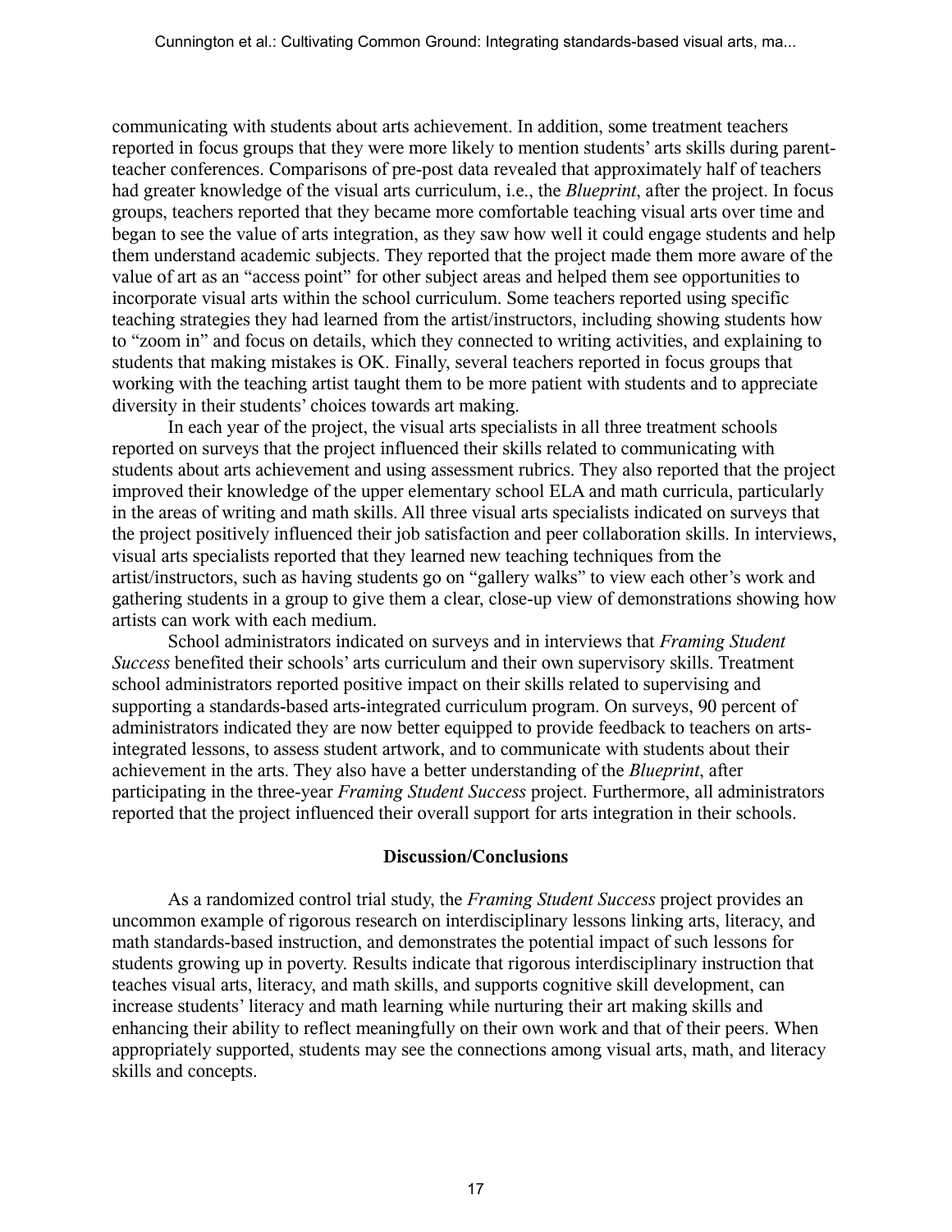communicating with students about arts achievement. In addition, some treatment teachers reported in focus groups that they were more likely to mention students' arts skills during parent-teacher conferences. Comparisons of pre-post data revealed that approximately half of teachers had greater knowledge of the visual arts curriculum, i.e., the *Blueprint*, after the project. In focus groups, teachers reported that they became more comfortable teaching visual arts over time and began to see the value of arts integration, as they saw how well it could engage students and help them understand academic subjects. They reported that the project made them more aware of the value of art as an "access point" for other subject areas and helped them see opportunities to incorporate visual arts within the school curriculum. Some teachers reported using specific teaching strategies they had learned from the artist/instructors, including showing students how to "zoom in" and focus on details, which they connected to writing activities, and explaining to students that making mistakes is OK. Finally, several teachers reported in focus groups that working with the teaching artist taught them to be more patient with students and to appreciate diversity in their students' choices towards art making.

In each year of the project, the visual arts specialists in all three treatment schools reported on surveys that the project influenced their skills related to communicating with students about arts achievement and using assessment rubrics. They also reported that the project improved their knowledge of the upper elementary school ELA and math curricula, particularly in the areas of writing and math skills. All three visual arts specialists indicated on surveys that the project positively influenced their job satisfaction and peer collaboration skills. In interviews, visual arts specialists reported that they learned new teaching techniques from the artist/instructors, such as having students go on "gallery walks" to view each other's work and gathering students in a group to give them a clear, close-up view of demonstrations showing how artists can work with each medium.

School administrators indicated on surveys and in interviews that *Framing Student Success* benefited their schools' arts curriculum and their own supervisory skills. Treatment school administrators reported positive impact on their skills related to supervising and supporting a standards-based arts-integrated curriculum program. On surveys, 90 percent of administrators indicated they are now better equipped to provide feedback to teachers on arts-integrated lessons, to assess student artwork, and to communicate with students about their achievement in the arts. They also have a better understanding of the *Blueprint*, after participating in the three-year *Framing Student Success* project. Furthermore, all administrators reported that the project influenced their overall support for arts integration in their schools.

## Discussion/Conclusions

As a randomized control trial study, the *Framing Student Success* project provides an uncommon example of rigorous research on interdisciplinary lessons linking arts, literacy, and math standards-based instruction, and demonstrates the potential impact of such lessons for students growing up in poverty. Results indicate that rigorous interdisciplinary instruction that teaches visual arts, literacy, and math skills, and supports cognitive skill development, can increase students' literacy and math learning while nurturing their art making skills and enhancing their ability to reflect meaningfully on their own work and that of their peers. When appropriately supported, students may see the connections among visual arts, math, and literacy skills and concepts.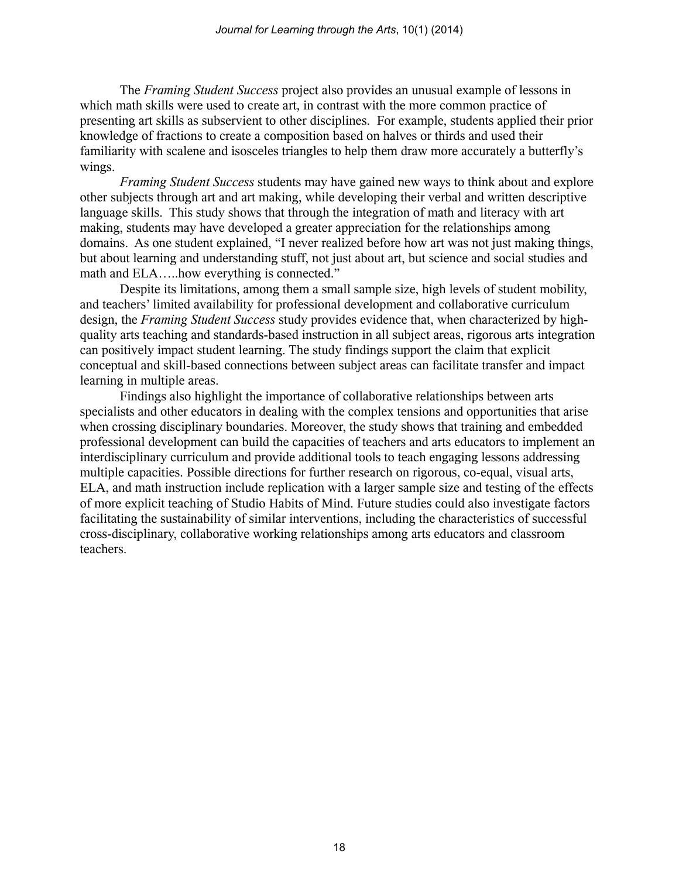The *Framing Student Success* project also provides an unusual example of lessons in which math skills were used to create art, in contrast with the more common practice of presenting art skills as subservient to other disciplines. For example, students applied their prior knowledge of fractions to create a composition based on halves or thirds and used their familiarity with scalene and isosceles triangles to help them draw more accurately a butterfly's wings.

*Framing Student Success* students may have gained new ways to think about and explore other subjects through art and art making, while developing their verbal and written descriptive language skills. This study shows that through the integration of math and literacy with art making, students may have developed a greater appreciation for the relationships among domains. As one student explained, "I never realized before how art was not just making things, but about learning and understanding stuff, not just about art, but science and social studies and math and ELA…..how everything is connected."

Despite its limitations, among them a small sample size, high levels of student mobility, and teachers' limited availability for professional development and collaborative curriculum design, the *Framing Student Success* study provides evidence that, when characterized by high-quality arts teaching and standards-based instruction in all subject areas, rigorous arts integration can positively impact student learning. The study findings support the claim that explicit conceptual and skill-based connections between subject areas can facilitate transfer and impact learning in multiple areas.

Findings also highlight the importance of collaborative relationships between arts specialists and other educators in dealing with the complex tensions and opportunities that arise when crossing disciplinary boundaries. Moreover, the study shows that training and embedded professional development can build the capacities of teachers and arts educators to implement an interdisciplinary curriculum and provide additional tools to teach engaging lessons addressing multiple capacities. Possible directions for further research on rigorous, co-equal, visual arts, ELA, and math instruction include replication with a larger sample size and testing of the effects of more explicit teaching of Studio Habits of Mind. Future studies could also investigate factors facilitating the sustainability of similar interventions, including the characteristics of successful cross-disciplinary, collaborative working relationships among arts educators and classroom teachers.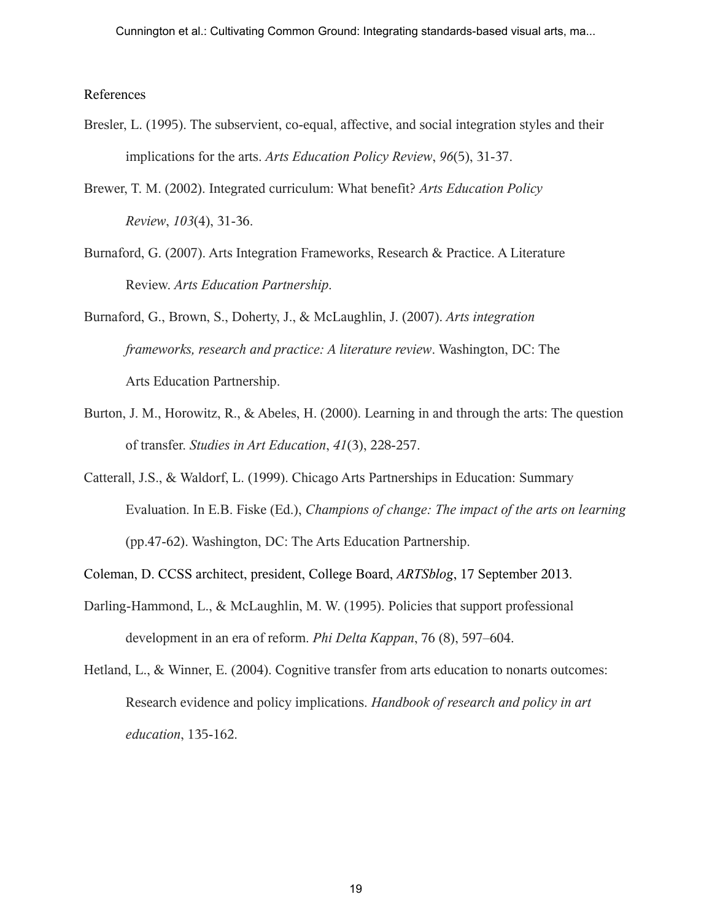References

Bresler, L. (1995). The subservient, co-equal, affective, and social integration styles and their implications for the arts. *Arts Education Policy Review*, *96*(5), 31-37.

Brewer, T. M. (2002). Integrated curriculum: What benefit? *Arts Education Policy Review*, *103*(4), 31-36.

Burnaford, G. (2007). Arts Integration Frameworks, Research & Practice. A Literature Review. *Arts Education Partnership*.

Burnaford, G., Brown, S., Doherty, J., & McLaughlin, J. (2007). *Arts integration frameworks, research and practice: A literature review*. Washington, DC: The Arts Education Partnership.

Burton, J. M., Horowitz, R., & Abeles, H. (2000). Learning in and through the arts: The question of transfer. *Studies in Art Education*, *41*(3), 228-257.

Catterall, J.S., & Waldorf, L. (1999). Chicago Arts Partnerships in Education: Summary Evaluation. In E.B. Fiske (Ed.), *Champions of change: The impact of the arts on learning* (pp.47-62). Washington, DC: The Arts Education Partnership.

Coleman, D. CCSS architect, president, College Board, *ARTSblog*, 17 September 2013.

Darling-Hammond, L., & McLaughlin, M. W. (1995). Policies that support professional development in an era of reform. *Phi Delta Kappan*, 76 (8), 597–604.

Hetland, L., & Winner, E. (2004). Cognitive transfer from arts education to nonarts outcomes: Research evidence and policy implications. *Handbook of research and policy in art education*, 135-162.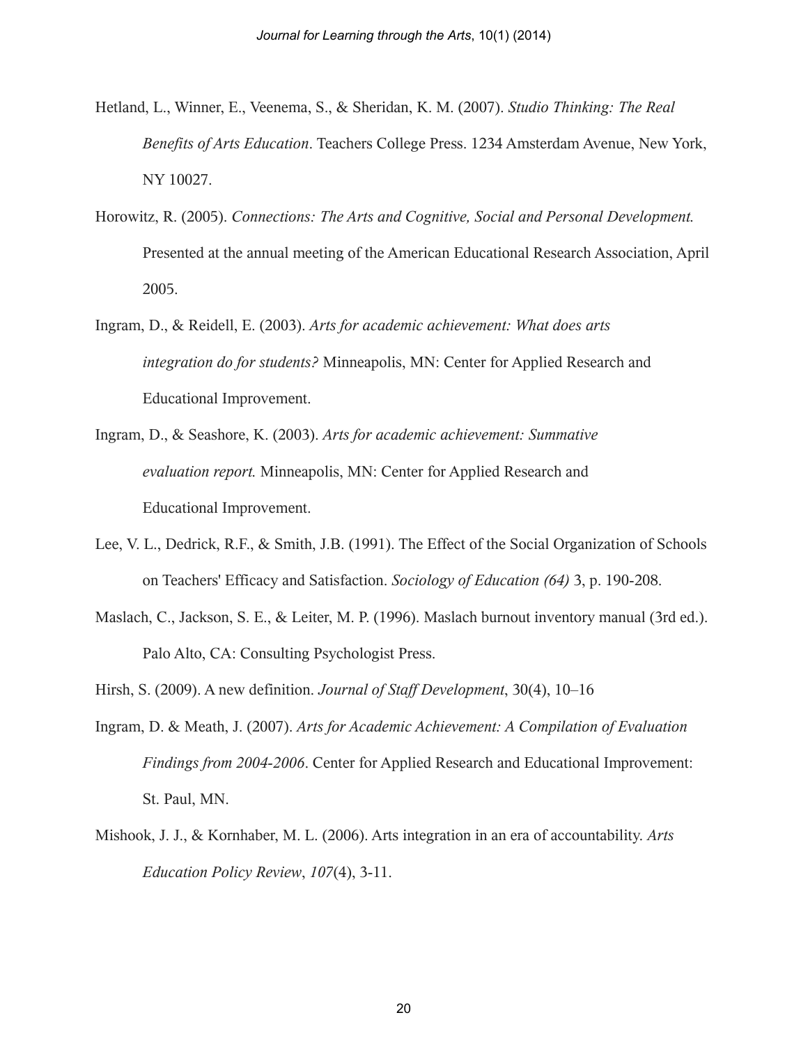Hetland, L., Winner, E., Veenema, S., & Sheridan, K. M. (2007). *Studio Thinking: The Real Benefits of Arts Education*. Teachers College Press. 1234 Amsterdam Avenue, New York, NY 10027.

Horowitz, R. (2005). *Connections: The Arts and Cognitive, Social and Personal Development.* Presented at the annual meeting of the American Educational Research Association, April 2005.

Ingram, D., & Reidell, E. (2003). *Arts for academic achievement: What does arts integration do for students?* Minneapolis, MN: Center for Applied Research and Educational Improvement.

Ingram, D., & Seashore, K. (2003). *Arts for academic achievement: Summative evaluation report.* Minneapolis, MN: Center for Applied Research and Educational Improvement.

Lee, V. L., Dedrick, R.F., & Smith, J.B. (1991). The Effect of the Social Organization of Schools on Teachers' Efficacy and Satisfaction. *Sociology of Education (64)* 3, p. 190-208.

Maslach, C., Jackson, S. E., & Leiter, M. P. (1996). Maslach burnout inventory manual (3rd ed.). Palo Alto, CA: Consulting Psychologist Press.

Hirsh, S. (2009). A new definition. *Journal of Staff Development*, 30(4), 10–16

Ingram, D. & Meath, J. (2007). *Arts for Academic Achievement: A Compilation of Evaluation Findings from 2004-2006*. Center for Applied Research and Educational Improvement: St. Paul, MN.

Mishook, J. J., & Kornhaber, M. L. (2006). Arts integration in an era of accountability. *Arts Education Policy Review*, *107*(4), 3-11.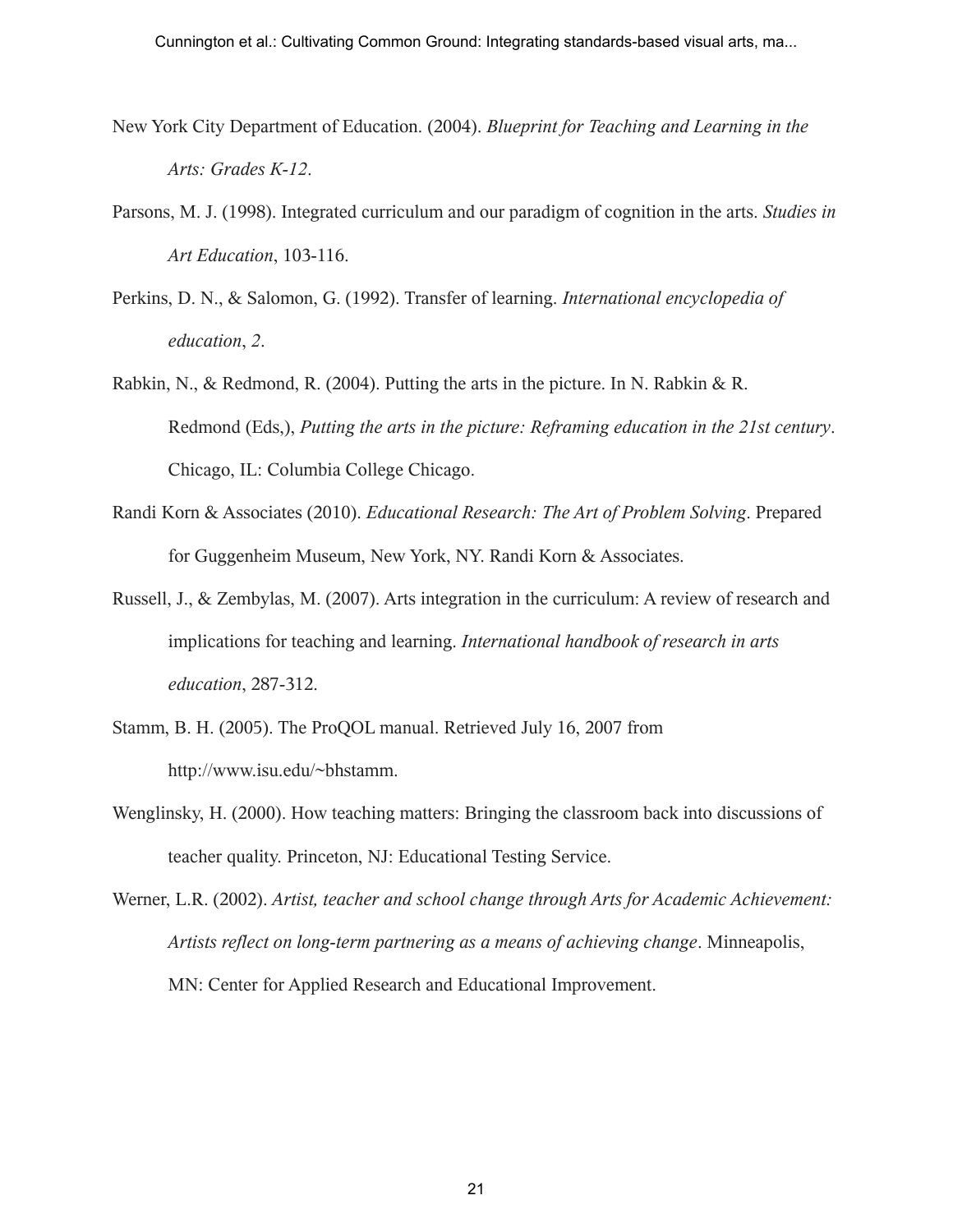New York City Department of Education. (2004). *Blueprint for Teaching and Learning in the Arts: Grades K-12*.

Parsons, M. J. (1998). Integrated curriculum and our paradigm of cognition in the arts. *Studies in Art Education*, 103-116.

Perkins, D. N., & Salomon, G. (1992). Transfer of learning. *International encyclopedia of education*, *2*.

Rabkin, N., & Redmond, R. (2004). Putting the arts in the picture. In N. Rabkin & R. Redmond (Eds,), *Putting the arts in the picture: Reframing education in the 21st century*. Chicago, IL: Columbia College Chicago.

Randi Korn & Associates (2010). *Educational Research: The Art of Problem Solving*. Prepared for Guggenheim Museum, New York, NY. Randi Korn & Associates.

Russell, J., & Zembylas, M. (2007). Arts integration in the curriculum: A review of research and implications for teaching and learning. *International handbook of research in arts education*, 287-312.

Stamm, B. H. (2005). The ProQOL manual. Retrieved July 16, 2007 from http://www.isu.edu/~bhstamm.

Wenglinsky, H. (2000). How teaching matters: Bringing the classroom back into discussions of teacher quality. Princeton, NJ: Educational Testing Service.

Werner, L.R. (2002). *Artist, teacher and school change through Arts for Academic Achievement: Artists reflect on long-term partnering as a means of achieving change*. Minneapolis, MN: Center for Applied Research and Educational Improvement.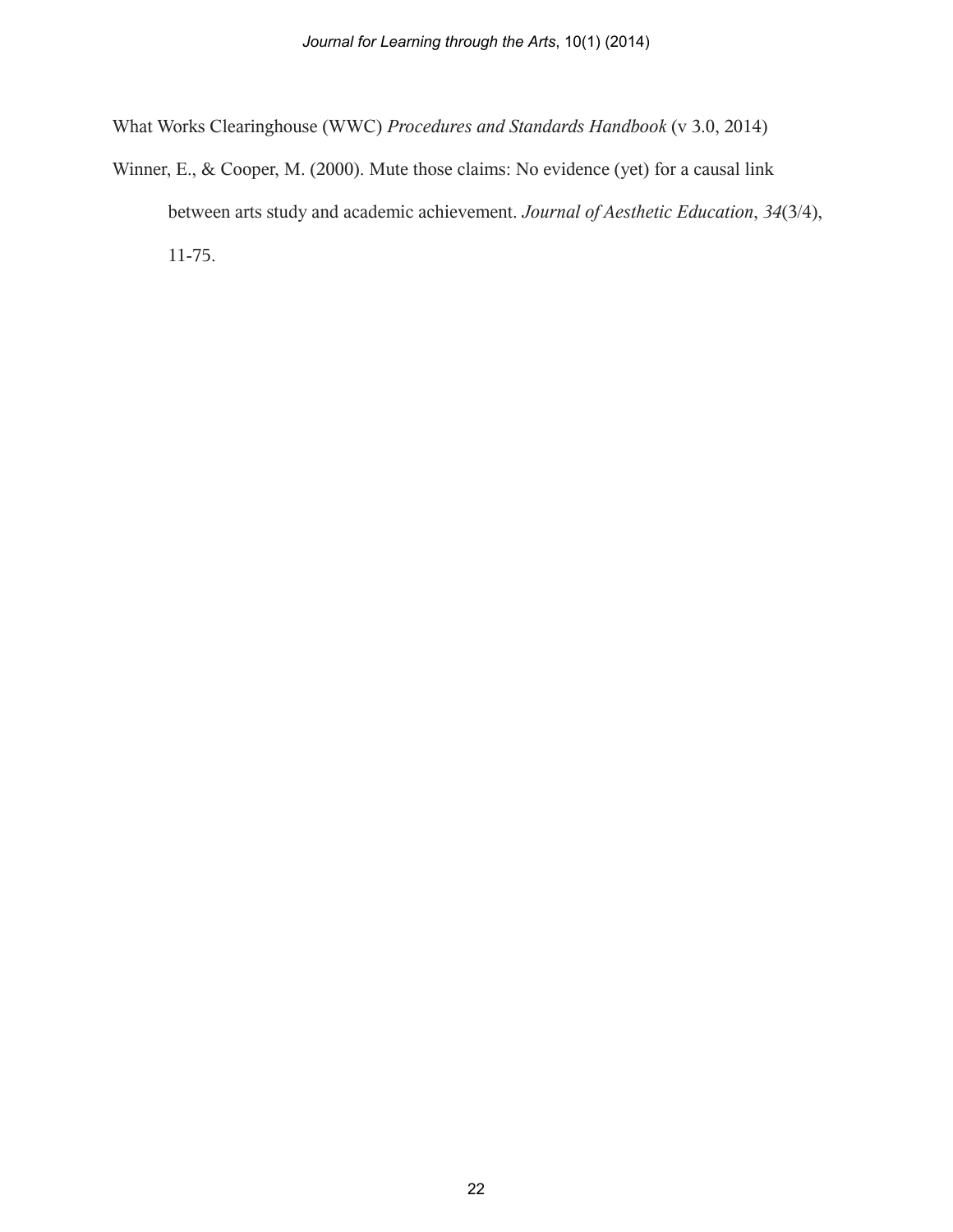What Works Clearinghouse (WWC) *Procedures and Standards Handbook* (v 3.0, 2014)

Winner, E., & Cooper, M. (2000). Mute those claims: No evidence (yet) for a causal link between arts study and academic achievement. *Journal of Aesthetic Education*, *34*(3/4), 11-75.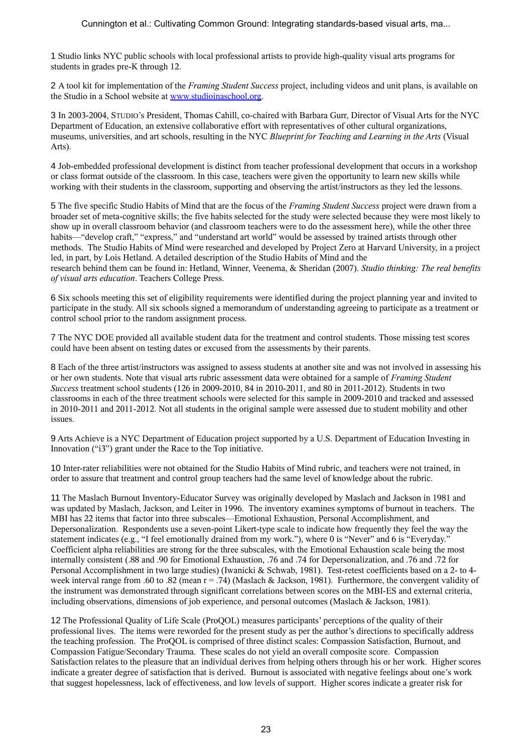1 Studio links NYC public schools with local professional artists to provide high-quality visual arts programs for students in grades pre-K through 12.

2 A tool kit for implementation of the *Framing Student Success* project, including videos and unit plans, is available on the Studio in a School website at www.studioinaschool.org.

3 In 2003-2004, STUDIO's President, Thomas Cahill, co-chaired with Barbara Gurr, Director of Visual Arts for the NYC Department of Education, an extensive collaborative effort with representatives of other cultural organizations, museums, universities, and art schools, resulting in the NYC *Blueprint for Teaching and Learning in the Arts* (Visual Arts).

4 Job-embedded professional development is distinct from teacher professional development that occurs in a workshop or class format outside of the classroom. In this case, teachers were given the opportunity to learn new skills while working with their students in the classroom, supporting and observing the artist/instructors as they led the lessons.

5 The five specific Studio Habits of Mind that are the focus of the *Framing Student Success* project were drawn from a broader set of meta-cognitive skills; the five habits selected for the study were selected because they were most likely to show up in overall classroom behavior (and classroom teachers were to do the assessment here), while the other three habits—"develop craft," "express," and "understand art world" would be assessed by trained artists through other methods. The Studio Habits of Mind were researched and developed by Project Zero at Harvard University, in a project led, in part, by Lois Hetland. A detailed description of the Studio Habits of Mind and the research behind them can be found in: Hetland, Winner, Veenema, & Sheridan (2007). *Studio thinking: The real benefits of visual arts education*. Teachers College Press.

6 Six schools meeting this set of eligibility requirements were identified during the project planning year and invited to participate in the study. All six schools signed a memorandum of understanding agreeing to participate as a treatment or control school prior to the random assignment process.

7 The NYC DOE provided all available student data for the treatment and control students. Those missing test scores could have been absent on testing dates or excused from the assessments by their parents.

8 Each of the three artist/instructors was assigned to assess students at another site and was not involved in assessing his or her own students. Note that visual arts rubric assessment data were obtained for a sample of *Framing Student Success* treatment school students (126 in 2009-2010, 84 in 2010-2011, and 80 in 2011-2012). Students in two classrooms in each of the three treatment schools were selected for this sample in 2009-2010 and tracked and assessed in 2010-2011 and 2011-2012. Not all students in the original sample were assessed due to student mobility and other issues.

9 Arts Achieve is a NYC Department of Education project supported by a U.S. Department of Education Investing in Innovation ("i3") grant under the Race to the Top initiative.

10 Inter-rater reliabilities were not obtained for the Studio Habits of Mind rubric, and teachers were not trained, in order to assure that treatment and control group teachers had the same level of knowledge about the rubric.

11 The Maslach Burnout Inventory-Educator Survey was originally developed by Maslach and Jackson in 1981 and was updated by Maslach, Jackson, and Leiter in 1996. The inventory examines symptoms of burnout in teachers. The MBI has 22 items that factor into three subscales—Emotional Exhaustion, Personal Accomplishment, and Depersonalization. Respondents use a seven-point Likert-type scale to indicate how frequently they feel the way the statement indicates (e.g., "I feel emotionally drained from my work."), where 0 is "Never" and 6 is "Everyday." Coefficient alpha reliabilities are strong for the three subscales, with the Emotional Exhaustion scale being the most internally consistent (.88 and .90 for Emotional Exhaustion, .76 and .74 for Depersonalization, and .76 and .72 for Personal Accomplishment in two large studies) (Iwanicki & Schwab, 1981). Test-retest coefficients based on a 2- to 4-week interval range from .60 to .82 (mean $r = .74$) (Maslach & Jackson, 1981). Furthermore, the convergent validity of the instrument was demonstrated through significant correlations between scores on the MBI-ES and external criteria, including observations, dimensions of job experience, and personal outcomes (Maslach & Jackson, 1981).

12 The Professional Quality of Life Scale (ProQOL) measures participants' perceptions of the quality of their professional lives. The items were reworded for the present study as per the author's directions to specifically address the teaching profession. The ProQOL is comprised of three distinct scales: Compassion Satisfaction, Burnout, and Compassion Fatigue/Secondary Trauma. These scales do not yield an overall composite score. Compassion Satisfaction relates to the pleasure that an individual derives from helping others through his or her work. Higher scores indicate a greater degree of satisfaction that is derived. Burnout is associated with negative feelings about one's work that suggest hopelessness, lack of effectiveness, and low levels of support. Higher scores indicate a greater risk for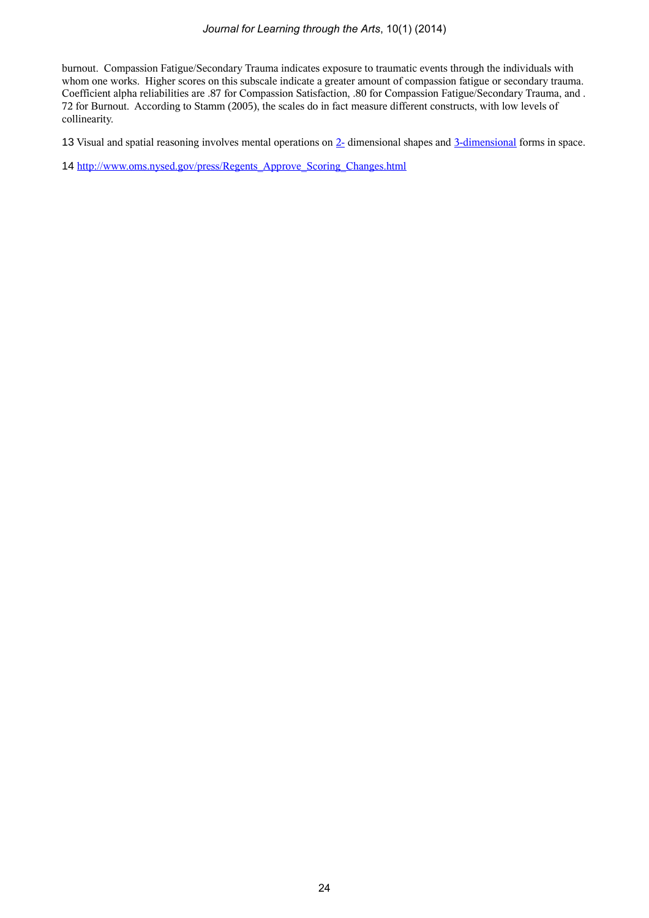burnout. Compassion Fatigue/Secondary Trauma indicates exposure to traumatic events through the individuals with whom one works. Higher scores on this subscale indicate a greater amount of compassion fatigue or secondary trauma. Coefficient alpha reliabilities are .87 for Compassion Satisfaction, .80 for Compassion Fatigue/Secondary Trauma, and .72 for Burnout. According to Stamm (2005), the scales do in fact measure different constructs, with low levels of collinearity.

13 Visual and spatial reasoning involves mental operations on 2- dimensional shapes and 3-dimensional forms in space.

14 http://www.oms.nysed.gov/press/Regents_Approve_Scoring_Changes.html